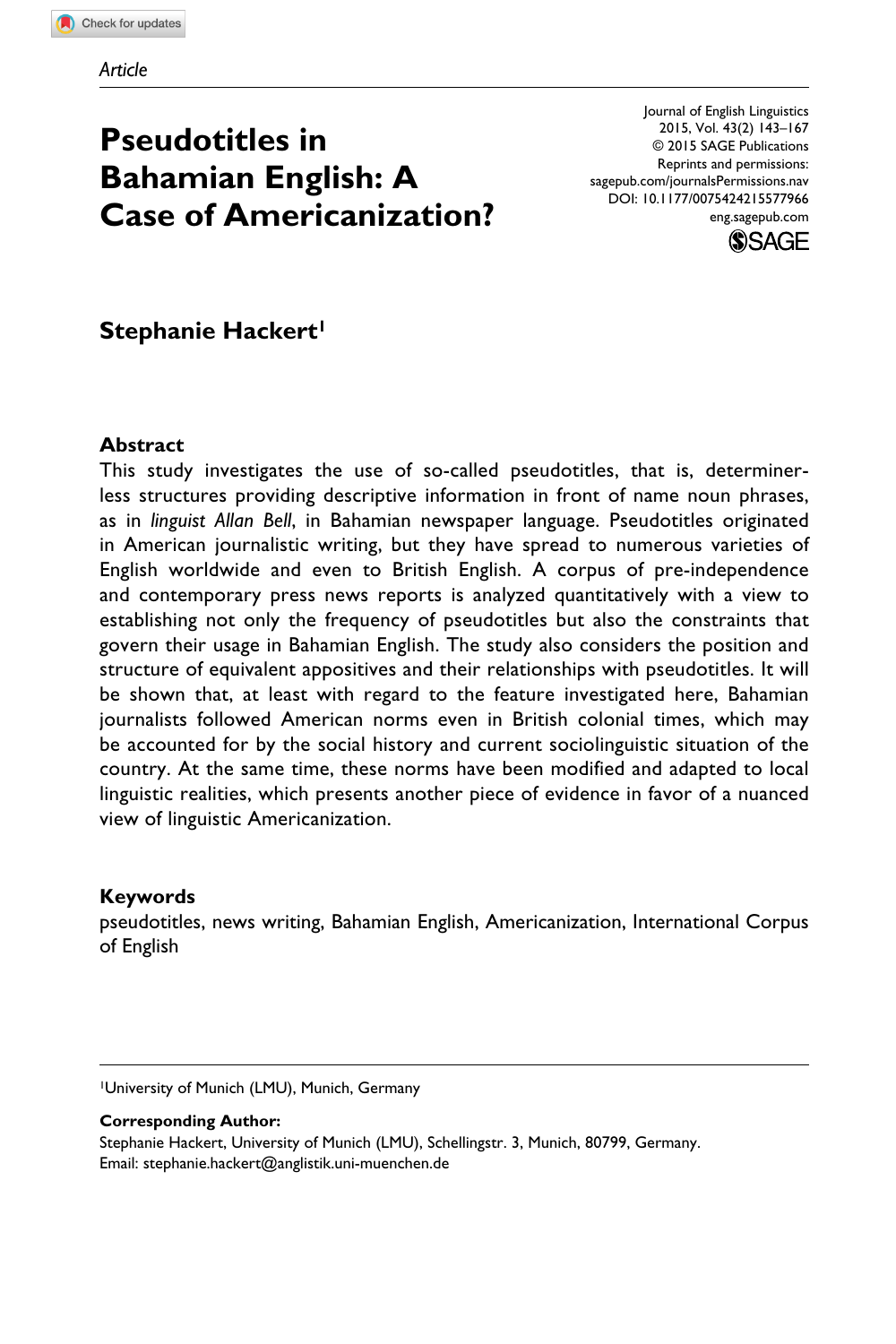*Article*

# Pseudotitles in Bahamian English: A Case of Americanization?

Journal of English Linguistics
2015, Vol. 43(2) 143–167
© 2015 SAGE Publications
Reprints and permissions:
sagepub.com/journalsPermissions.nav
DOI: 10.1177/0075424215577966
eng.sagepub.com

**Stephanie Hackert**[1]

### Abstract

This study investigates the use of so-called pseudotitles, that is, determiner-less structures providing descriptive information in front of name noun phrases, as in *linguist Allan Bell*, in Bahamian newspaper language. Pseudotitles originated in American journalistic writing, but they have spread to numerous varieties of English worldwide and even to British English. A corpus of pre-independence and contemporary press news reports is analyzed quantitatively with a view to establishing not only the frequency of pseudotitles but also the constraints that govern their usage in Bahamian English. The study also considers the position and structure of equivalent appositives and their relationships with pseudotitles. It will be shown that, at least with regard to the feature investigated here, Bahamian journalists followed American norms even in British colonial times, which may be accounted for by the social history and current sociolinguistic situation of the country. At the same time, these norms have been modified and adapted to local linguistic realities, which presents another piece of evidence in favor of a nuanced view of linguistic Americanization.

### Keywords

pseudotitles, news writing, Bahamian English, Americanization, International Corpus of English

[1]University of Munich (LMU), Munich, Germany

**Corresponding Author:**
Stephanie Hackert, University of Munich (LMU), Schellingstr. 3, Munich, 80799, Germany.
Email: stephanie.hackert@anglistik.uni-muenchen.de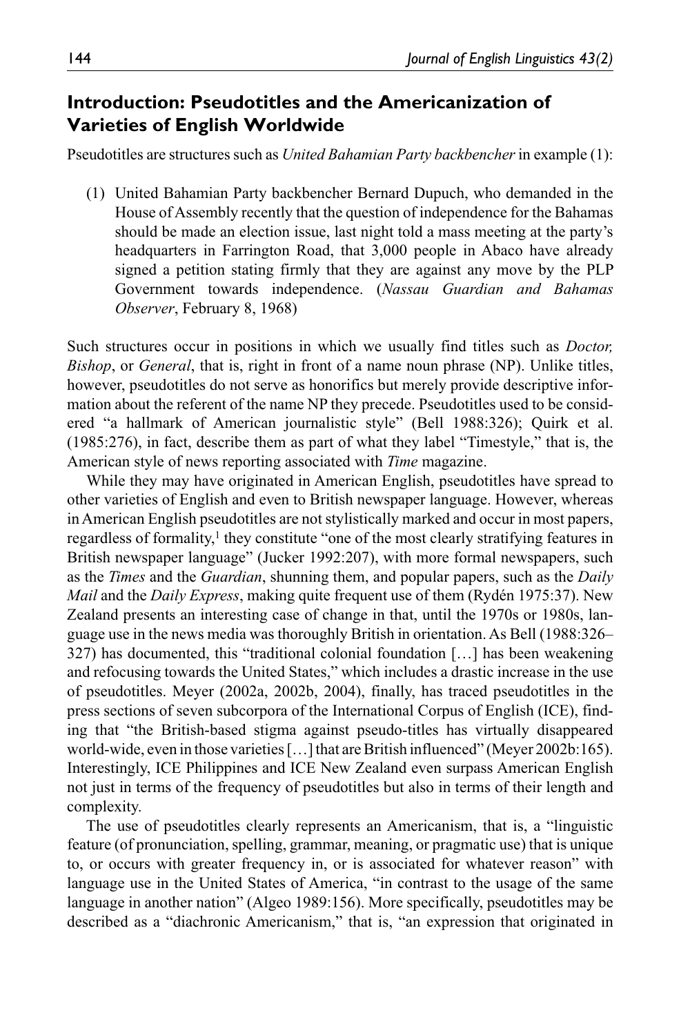## Introduction: Pseudotitles and the Americanization of Varieties of English Worldwide

Pseudotitles are structures such as *United Bahamian Party backbencher* in example (1):

(1) United Bahamian Party backbencher Bernard Dupuch, who demanded in the House of Assembly recently that the question of independence for the Bahamas should be made an election issue, last night told a mass meeting at the party's headquarters in Farrington Road, that 3,000 people in Abaco have already signed a petition stating firmly that they are against any move by the PLP Government towards independence. (*Nassau Guardian and Bahamas Observer*, February 8, 1968)

Such structures occur in positions in which we usually find titles such as *Doctor, Bishop*, or *General*, that is, right in front of a name noun phrase (NP). Unlike titles, however, pseudotitles do not serve as honorifics but merely provide descriptive information about the referent of the name NP they precede. Pseudotitles used to be considered "a hallmark of American journalistic style" (Bell 1988:326); Quirk et al. (1985:276), in fact, describe them as part of what they label "Timestyle," that is, the American style of news reporting associated with *Time* magazine.

While they may have originated in American English, pseudotitles have spread to other varieties of English and even to British newspaper language. However, whereas in American English pseudotitles are not stylistically marked and occur in most papers, regardless of formality,[1] they constitute "one of the most clearly stratifying features in British newspaper language" (Jucker 1992:207), with more formal newspapers, such as the *Times* and the *Guardian*, shunning them, and popular papers, such as the *Daily Mail* and the *Daily Express*, making quite frequent use of them (Rydén 1975:37). New Zealand presents an interesting case of change in that, until the 1970s or 1980s, language use in the news media was thoroughly British in orientation. As Bell (1988:326–327) has documented, this "traditional colonial foundation […] has been weakening and refocusing towards the United States," which includes a drastic increase in the use of pseudotitles. Meyer (2002a, 2002b, 2004), finally, has traced pseudotitles in the press sections of seven subcorpora of the International Corpus of English (ICE), finding that "the British-based stigma against pseudo-titles has virtually disappeared world-wide, even in those varieties […] that are British influenced" (Meyer 2002b:165). Interestingly, ICE Philippines and ICE New Zealand even surpass American English not just in terms of the frequency of pseudotitles but also in terms of their length and complexity.

The use of pseudotitles clearly represents an Americanism, that is, a "linguistic feature (of pronunciation, spelling, grammar, meaning, or pragmatic use) that is unique to, or occurs with greater frequency in, or is associated for whatever reason" with language use in the United States of America, "in contrast to the usage of the same language in another nation" (Algeo 1989:156). More specifically, pseudotitles may be described as a "diachronic Americanism," that is, "an expression that originated in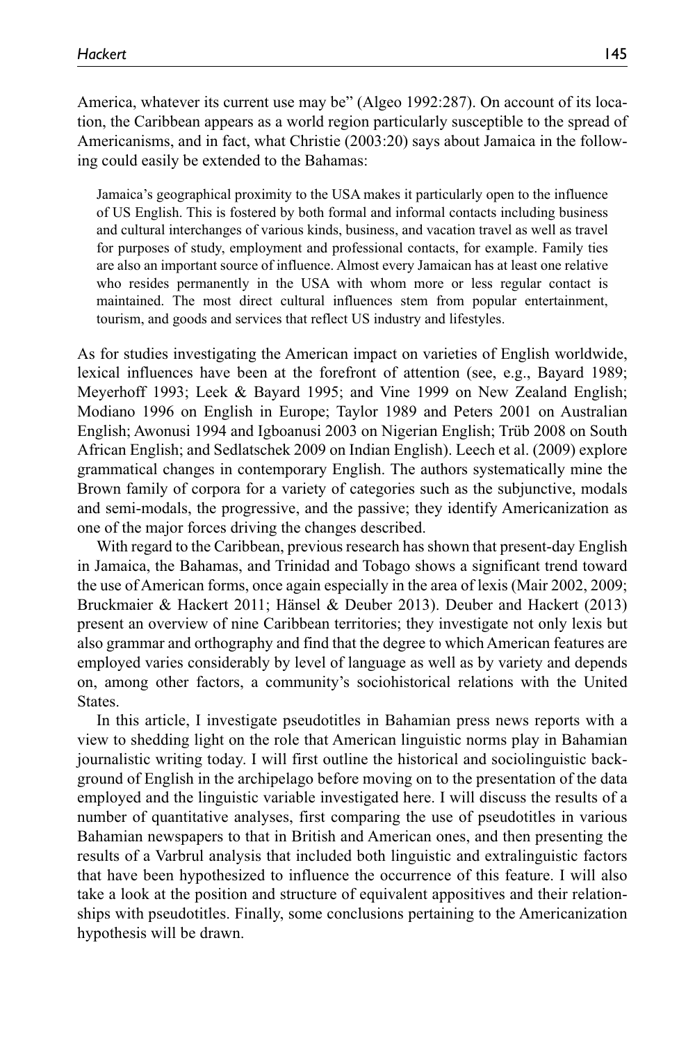America, whatever its current use may be" (Algeo 1992:287). On account of its location, the Caribbean appears as a world region particularly susceptible to the spread of Americanisms, and in fact, what Christie (2003:20) says about Jamaica in the following could easily be extended to the Bahamas:

> Jamaica's geographical proximity to the USA makes it particularly open to the influence of US English. This is fostered by both formal and informal contacts including business and cultural interchanges of various kinds, business, and vacation travel as well as travel for purposes of study, employment and professional contacts, for example. Family ties are also an important source of influence. Almost every Jamaican has at least one relative who resides permanently in the USA with whom more or less regular contact is maintained. The most direct cultural influences stem from popular entertainment, tourism, and goods and services that reflect US industry and lifestyles.

As for studies investigating the American impact on varieties of English worldwide, lexical influences have been at the forefront of attention (see, e.g., Bayard 1989; Meyerhoff 1993; Leek & Bayard 1995; and Vine 1999 on New Zealand English; Modiano 1996 on English in Europe; Taylor 1989 and Peters 2001 on Australian English; Awonusi 1994 and Igboanusi 2003 on Nigerian English; Trüb 2008 on South African English; and Sedlatschek 2009 on Indian English). Leech et al. (2009) explore grammatical changes in contemporary English. The authors systematically mine the Brown family of corpora for a variety of categories such as the subjunctive, modals and semi-modals, the progressive, and the passive; they identify Americanization as one of the major forces driving the changes described.

With regard to the Caribbean, previous research has shown that present-day English in Jamaica, the Bahamas, and Trinidad and Tobago shows a significant trend toward the use of American forms, once again especially in the area of lexis (Mair 2002, 2009; Bruckmaier & Hackert 2011; Hänsel & Deuber 2013). Deuber and Hackert (2013) present an overview of nine Caribbean territories; they investigate not only lexis but also grammar and orthography and find that the degree to which American features are employed varies considerably by level of language as well as by variety and depends on, among other factors, a community's sociohistorical relations with the United States.

In this article, I investigate pseudotitles in Bahamian press news reports with a view to shedding light on the role that American linguistic norms play in Bahamian journalistic writing today. I will first outline the historical and sociolinguistic background of English in the archipelago before moving on to the presentation of the data employed and the linguistic variable investigated here. I will discuss the results of a number of quantitative analyses, first comparing the use of pseudotitles in various Bahamian newspapers to that in British and American ones, and then presenting the results of a Varbrul analysis that included both linguistic and extralinguistic factors that have been hypothesized to influence the occurrence of this feature. I will also take a look at the position and structure of equivalent appositives and their relationships with pseudotitles. Finally, some conclusions pertaining to the Americanization hypothesis will be drawn.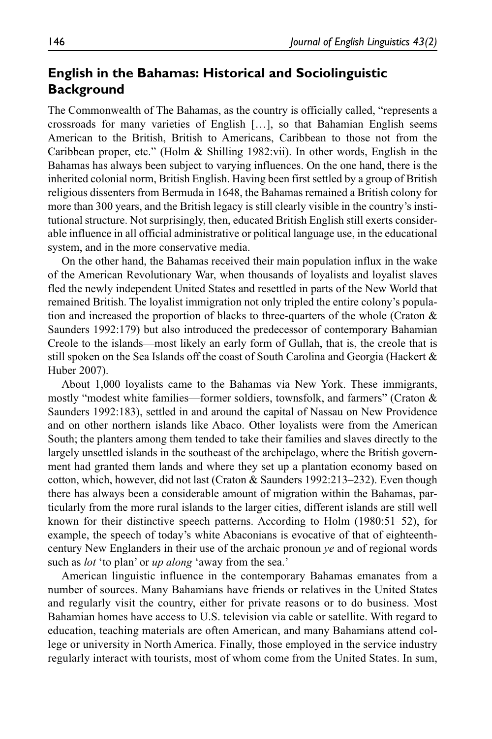## English in the Bahamas: Historical and Sociolinguistic Background

The Commonwealth of The Bahamas, as the country is officially called, "represents a crossroads for many varieties of English […], so that Bahamian English seems American to the British, British to Americans, Caribbean to those not from the Caribbean proper, etc." (Holm & Shilling 1982:vii). In other words, English in the Bahamas has always been subject to varying influences. On the one hand, there is the inherited colonial norm, British English. Having been first settled by a group of British religious dissenters from Bermuda in 1648, the Bahamas remained a British colony for more than 300 years, and the British legacy is still clearly visible in the country's institutional structure. Not surprisingly, then, educated British English still exerts considerable influence in all official administrative or political language use, in the educational system, and in the more conservative media.

On the other hand, the Bahamas received their main population influx in the wake of the American Revolutionary War, when thousands of loyalists and loyalist slaves fled the newly independent United States and resettled in parts of the New World that remained British. The loyalist immigration not only tripled the entire colony's population and increased the proportion of blacks to three-quarters of the whole (Craton & Saunders 1992:179) but also introduced the predecessor of contemporary Bahamian Creole to the islands—most likely an early form of Gullah, that is, the creole that is still spoken on the Sea Islands off the coast of South Carolina and Georgia (Hackert & Huber 2007).

About 1,000 loyalists came to the Bahamas via New York. These immigrants, mostly "modest white families—former soldiers, townsfolk, and farmers" (Craton & Saunders 1992:183), settled in and around the capital of Nassau on New Providence and on other northern islands like Abaco. Other loyalists were from the American South; the planters among them tended to take their families and slaves directly to the largely unsettled islands in the southeast of the archipelago, where the British government had granted them lands and where they set up a plantation economy based on cotton, which, however, did not last (Craton & Saunders 1992:213–232). Even though there has always been a considerable amount of migration within the Bahamas, particularly from the more rural islands to the larger cities, different islands are still well known for their distinctive speech patterns. According to Holm (1980:51–52), for example, the speech of today's white Abaconians is evocative of that of eighteenth-century New Englanders in their use of the archaic pronoun *ye* and of regional words such as *lot* 'to plan' or *up along* 'away from the sea.'

American linguistic influence in the contemporary Bahamas emanates from a number of sources. Many Bahamians have friends or relatives in the United States and regularly visit the country, either for private reasons or to do business. Most Bahamian homes have access to U.S. television via cable or satellite. With regard to education, teaching materials are often American, and many Bahamians attend college or university in North America. Finally, those employed in the service industry regularly interact with tourists, most of whom come from the United States. In sum,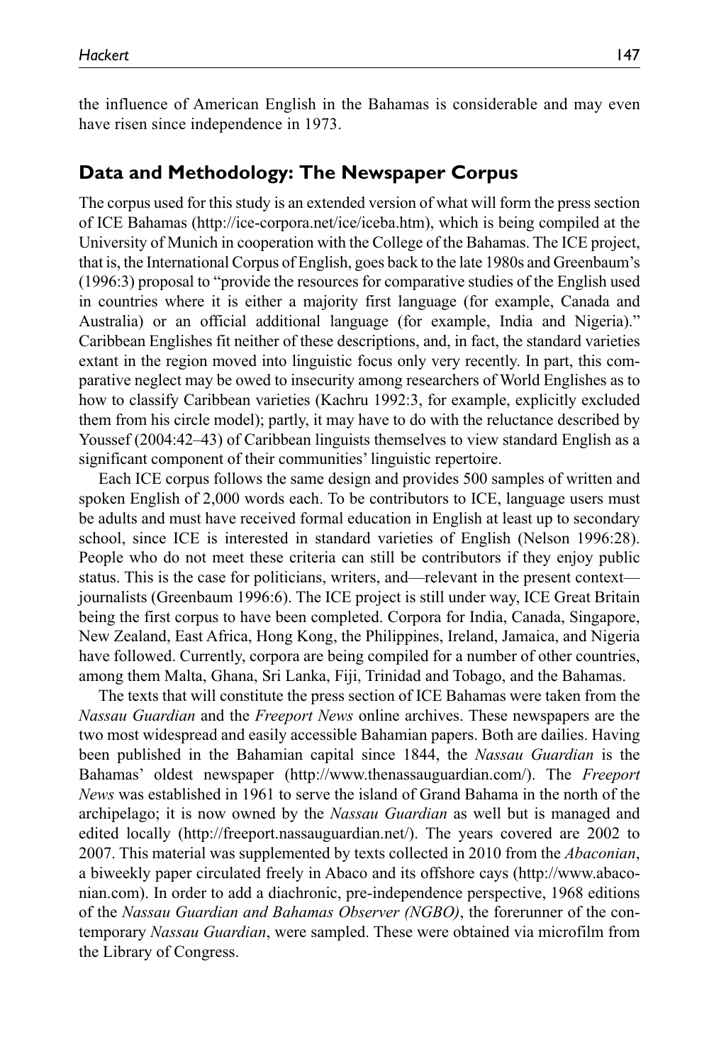the influence of American English in the Bahamas is considerable and may even have risen since independence in 1973.

## Data and Methodology: The Newspaper Corpus

The corpus used for this study is an extended version of what will form the press section of ICE Bahamas (http://ice-corpora.net/ice/iceba.htm), which is being compiled at the University of Munich in cooperation with the College of the Bahamas. The ICE project, that is, the International Corpus of English, goes back to the late 1980s and Greenbaum's (1996:3) proposal to "provide the resources for comparative studies of the English used in countries where it is either a majority first language (for example, Canada and Australia) or an official additional language (for example, India and Nigeria)." Caribbean Englishes fit neither of these descriptions, and, in fact, the standard varieties extant in the region moved into linguistic focus only very recently. In part, this comparative neglect may be owed to insecurity among researchers of World Englishes as to how to classify Caribbean varieties (Kachru 1992:3, for example, explicitly excluded them from his circle model); partly, it may have to do with the reluctance described by Youssef (2004:42–43) of Caribbean linguists themselves to view standard English as a significant component of their communities' linguistic repertoire.

Each ICE corpus follows the same design and provides 500 samples of written and spoken English of 2,000 words each. To be contributors to ICE, language users must be adults and must have received formal education in English at least up to secondary school, since ICE is interested in standard varieties of English (Nelson 1996:28). People who do not meet these criteria can still be contributors if they enjoy public status. This is the case for politicians, writers, and—relevant in the present context—journalists (Greenbaum 1996:6). The ICE project is still under way, ICE Great Britain being the first corpus to have been completed. Corpora for India, Canada, Singapore, New Zealand, East Africa, Hong Kong, the Philippines, Ireland, Jamaica, and Nigeria have followed. Currently, corpora are being compiled for a number of other countries, among them Malta, Ghana, Sri Lanka, Fiji, Trinidad and Tobago, and the Bahamas.

The texts that will constitute the press section of ICE Bahamas were taken from the *Nassau Guardian* and the *Freeport News* online archives. These newspapers are the two most widespread and easily accessible Bahamian papers. Both are dailies. Having been published in the Bahamian capital since 1844, the *Nassau Guardian* is the Bahamas' oldest newspaper (http://www.thenassauguardian.com/). The *Freeport News* was established in 1961 to serve the island of Grand Bahama in the north of the archipelago; it is now owned by the *Nassau Guardian* as well but is managed and edited locally (http://freeport.nassauguardian.net/). The years covered are 2002 to 2007. This material was supplemented by texts collected in 2010 from the *Abaconian*, a biweekly paper circulated freely in Abaco and its offshore cays (http://www.abaconian.com). In order to add a diachronic, pre-independence perspective, 1968 editions of the *Nassau Guardian and Bahamas Observer (NGBO)*, the forerunner of the contemporary *Nassau Guardian*, were sampled. These were obtained via microfilm from the Library of Congress.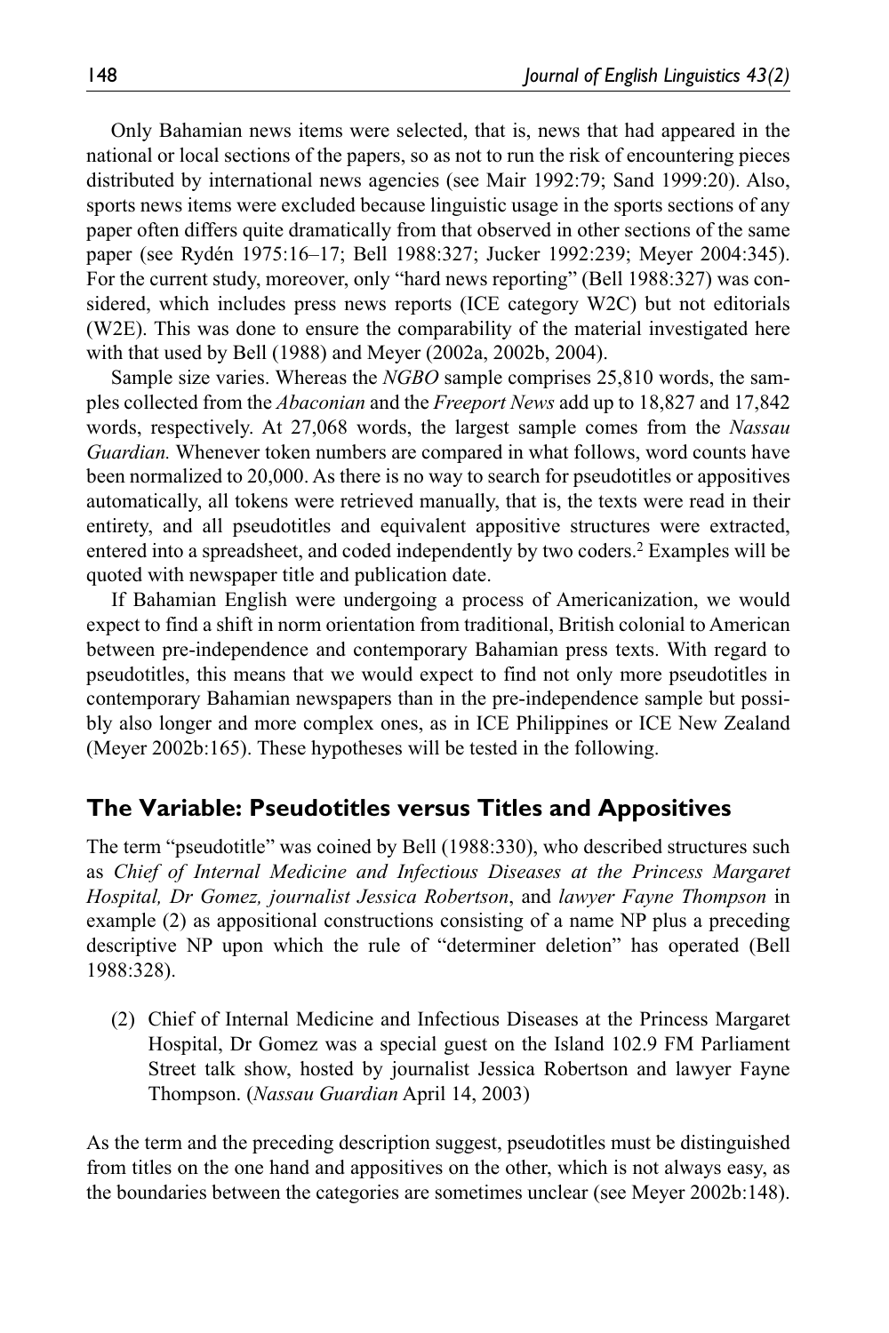Only Bahamian news items were selected, that is, news that had appeared in the national or local sections of the papers, so as not to run the risk of encountering pieces distributed by international news agencies (see Mair 1992:79; Sand 1999:20). Also, sports news items were excluded because linguistic usage in the sports sections of any paper often differs quite dramatically from that observed in other sections of the same paper (see Rydén 1975:16–17; Bell 1988:327; Jucker 1992:239; Meyer 2004:345). For the current study, moreover, only "hard news reporting" (Bell 1988:327) was considered, which includes press news reports (ICE category W2C) but not editorials (W2E). This was done to ensure the comparability of the material investigated here with that used by Bell (1988) and Meyer (2002a, 2002b, 2004).

Sample size varies. Whereas the *NGBO* sample comprises 25,810 words, the samples collected from the *Abaconian* and the *Freeport News* add up to 18,827 and 17,842 words, respectively. At 27,068 words, the largest sample comes from the *Nassau Guardian.* Whenever token numbers are compared in what follows, word counts have been normalized to 20,000. As there is no way to search for pseudotitles or appositives automatically, all tokens were retrieved manually, that is, the texts were read in their entirety, and all pseudotitles and equivalent appositive structures were extracted, entered into a spreadsheet, and coded independently by two coders.[2] Examples will be quoted with newspaper title and publication date.

If Bahamian English were undergoing a process of Americanization, we would expect to find a shift in norm orientation from traditional, British colonial to American between pre-independence and contemporary Bahamian press texts. With regard to pseudotitles, this means that we would expect to find not only more pseudotitles in contemporary Bahamian newspapers than in the pre-independence sample but possibly also longer and more complex ones, as in ICE Philippines or ICE New Zealand (Meyer 2002b:165). These hypotheses will be tested in the following.

## The Variable: Pseudotitles versus Titles and Appositives

The term "pseudotitle" was coined by Bell (1988:330), who described structures such as *Chief of Internal Medicine and Infectious Diseases at the Princess Margaret Hospital, Dr Gomez, journalist Jessica Robertson*, and *lawyer Fayne Thompson* in example (2) as appositional constructions consisting of a name NP plus a preceding descriptive NP upon which the rule of "determiner deletion" has operated (Bell 1988:328).

(2) Chief of Internal Medicine and Infectious Diseases at the Princess Margaret Hospital, Dr Gomez was a special guest on the Island 102.9 FM Parliament Street talk show, hosted by journalist Jessica Robertson and lawyer Fayne Thompson. (*Nassau Guardian* April 14, 2003)

As the term and the preceding description suggest, pseudotitles must be distinguished from titles on the one hand and appositives on the other, which is not always easy, as the boundaries between the categories are sometimes unclear (see Meyer 2002b:148).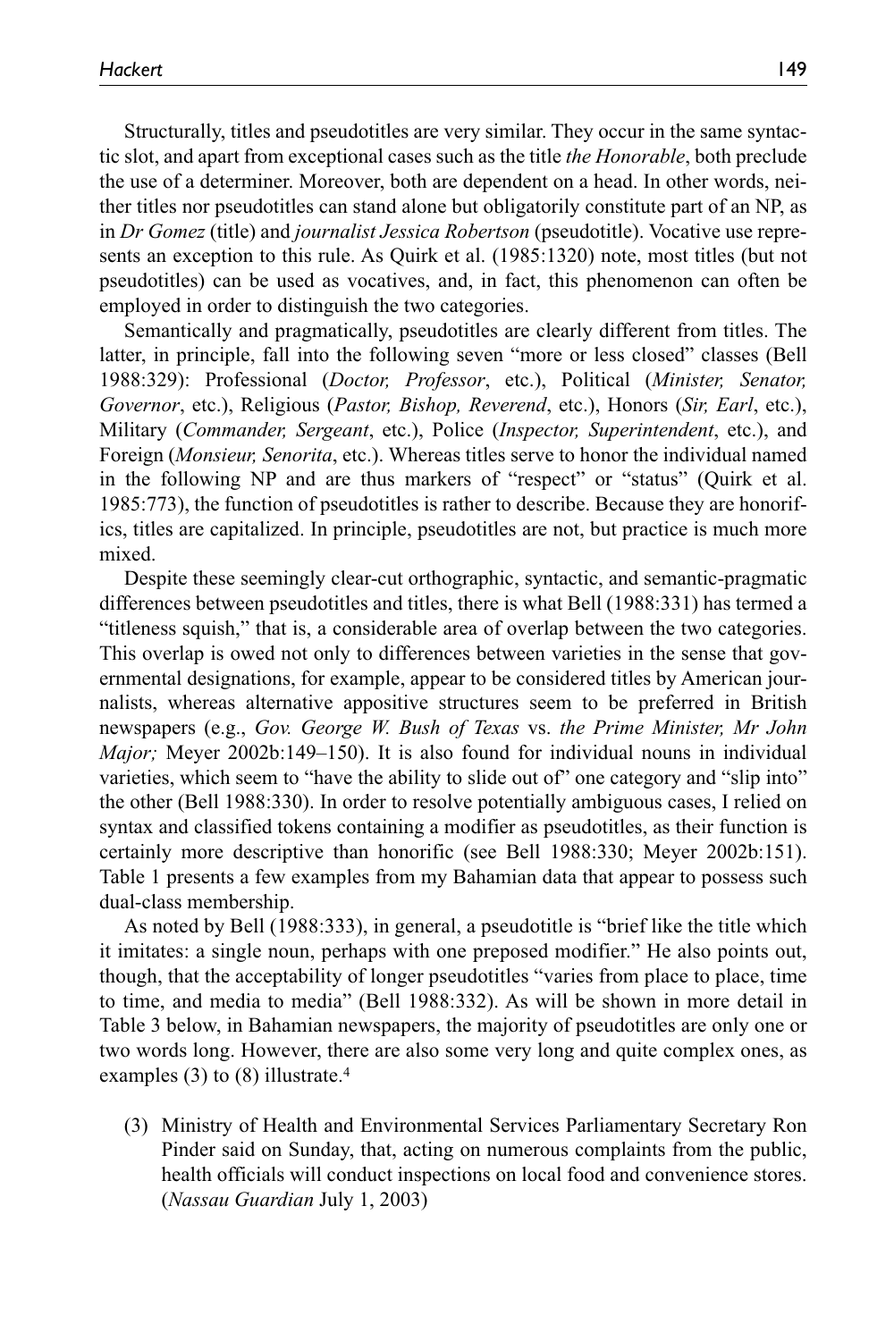Structurally, titles and pseudotitles are very similar. They occur in the same syntactic slot, and apart from exceptional cases such as the title *the Honorable*, both preclude the use of a determiner. Moreover, both are dependent on a head. In other words, neither titles nor pseudotitles can stand alone but obligatorily constitute part of an NP, as in *Dr Gomez* (title) and *journalist Jessica Robertson* (pseudotitle). Vocative use represents an exception to this rule. As Quirk et al. (1985:1320) note, most titles (but not pseudotitles) can be used as vocatives, and, in fact, this phenomenon can often be employed in order to distinguish the two categories.

Semantically and pragmatically, pseudotitles are clearly different from titles. The latter, in principle, fall into the following seven "more or less closed" classes (Bell 1988:329): Professional (*Doctor, Professor*, etc.), Political (*Minister, Senator, Governor*, etc.), Religious (*Pastor, Bishop, Reverend*, etc.), Honors (*Sir, Earl*, etc.), Military (*Commander, Sergeant*, etc.), Police (*Inspector, Superintendent*, etc.), and Foreign (*Monsieur, Senorita*, etc.). Whereas titles serve to honor the individual named in the following NP and are thus markers of "respect" or "status" (Quirk et al. 1985:773), the function of pseudotitles is rather to describe. Because they are honorifics, titles are capitalized. In principle, pseudotitles are not, but practice is much more mixed.

Despite these seemingly clear-cut orthographic, syntactic, and semantic-pragmatic differences between pseudotitles and titles, there is what Bell (1988:331) has termed a "titleness squish," that is, a considerable area of overlap between the two categories. This overlap is owed not only to differences between varieties in the sense that governmental designations, for example, appear to be considered titles by American journalists, whereas alternative appositive structures seem to be preferred in British newspapers (e.g., *Gov. George W. Bush of Texas* vs. *the Prime Minister, Mr John Major;* Meyer 2002b:149–150). It is also found for individual nouns in individual varieties, which seem to "have the ability to slide out of" one category and "slip into" the other (Bell 1988:330). In order to resolve potentially ambiguous cases, I relied on syntax and classified tokens containing a modifier as pseudotitles, as their function is certainly more descriptive than honorific (see Bell 1988:330; Meyer 2002b:151). Table 1 presents a few examples from my Bahamian data that appear to possess such dual-class membership.

As noted by Bell (1988:333), in general, a pseudotitle is "brief like the title which it imitates: a single noun, perhaps with one preposed modifier." He also points out, though, that the acceptability of longer pseudotitles "varies from place to place, time to time, and media to media" (Bell 1988:332). As will be shown in more detail in Table 3 below, in Bahamian newspapers, the majority of pseudotitles are only one or two words long. However, there are also some very long and quite complex ones, as examples (3) to (8) illustrate.[4]

(3) Ministry of Health and Environmental Services Parliamentary Secretary Ron Pinder said on Sunday, that, acting on numerous complaints from the public, health officials will conduct inspections on local food and convenience stores. (*Nassau Guardian* July 1, 2003)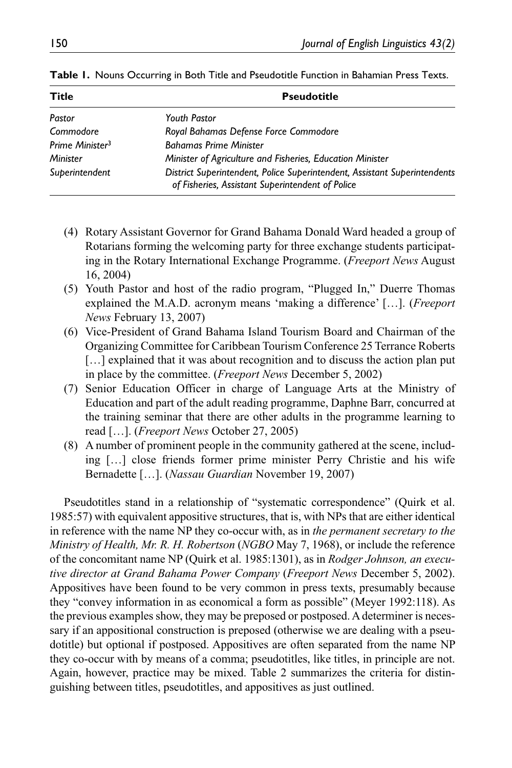**Table 1.** Nouns Occurring in Both Title and Pseudotitle Function in Bahamian Press Texts.

| Title | Pseudotitle |
|---|---|
| *Pastor* | *Youth Pastor* |
| *Commodore* | *Royal Bahamas Defense Force Commodore* |
| *Prime Minister*[3] | *Bahamas Prime Minister* |
| *Minister* | *Minister of Agriculture and Fisheries, Education Minister* |
| *Superintendent* | *District Superintendent, Police Superintendent, Assistant Superintendents of Fisheries, Assistant Superintendent of Police* |

(4) Rotary Assistant Governor for Grand Bahama Donald Ward headed a group of Rotarians forming the welcoming party for three exchange students participating in the Rotary International Exchange Programme. (*Freeport News* August 16, 2004)

(5) Youth Pastor and host of the radio program, "Plugged In," Duerre Thomas explained the M.A.D. acronym means 'making a difference' […]. (*Freeport News* February 13, 2007)

(6) Vice-President of Grand Bahama Island Tourism Board and Chairman of the Organizing Committee for Caribbean Tourism Conference 25 Terrance Roberts […] explained that it was about recognition and to discuss the action plan put in place by the committee. (*Freeport News* December 5, 2002)

(7) Senior Education Officer in charge of Language Arts at the Ministry of Education and part of the adult reading programme, Daphne Barr, concurred at the training seminar that there are other adults in the programme learning to read […]. (*Freeport News* October 27, 2005)

(8) A number of prominent people in the community gathered at the scene, including […] close friends former prime minister Perry Christie and his wife Bernadette […]. (*Nassau Guardian* November 19, 2007)

Pseudotitles stand in a relationship of "systematic correspondence" (Quirk et al. 1985:57) with equivalent appositive structures, that is, with NPs that are either identical in reference with the name NP they co-occur with, as in *the permanent secretary to the Ministry of Health, Mr. R. H. Robertson* (*NGBO* May 7, 1968), or include the reference of the concomitant name NP (Quirk et al. 1985:1301), as in *Rodger Johnson, an executive director at Grand Bahama Power Company* (*Freeport News* December 5, 2002). Appositives have been found to be very common in press texts, presumably because they "convey information in as economical a form as possible" (Meyer 1992:118). As the previous examples show, they may be preposed or postposed. A determiner is necessary if an appositional construction is preposed (otherwise we are dealing with a pseudotitle) but optional if postposed. Appositives are often separated from the name NP they co-occur with by means of a comma; pseudotitles, like titles, in principle are not. Again, however, practice may be mixed. Table 2 summarizes the criteria for distinguishing between titles, pseudotitles, and appositives as just outlined.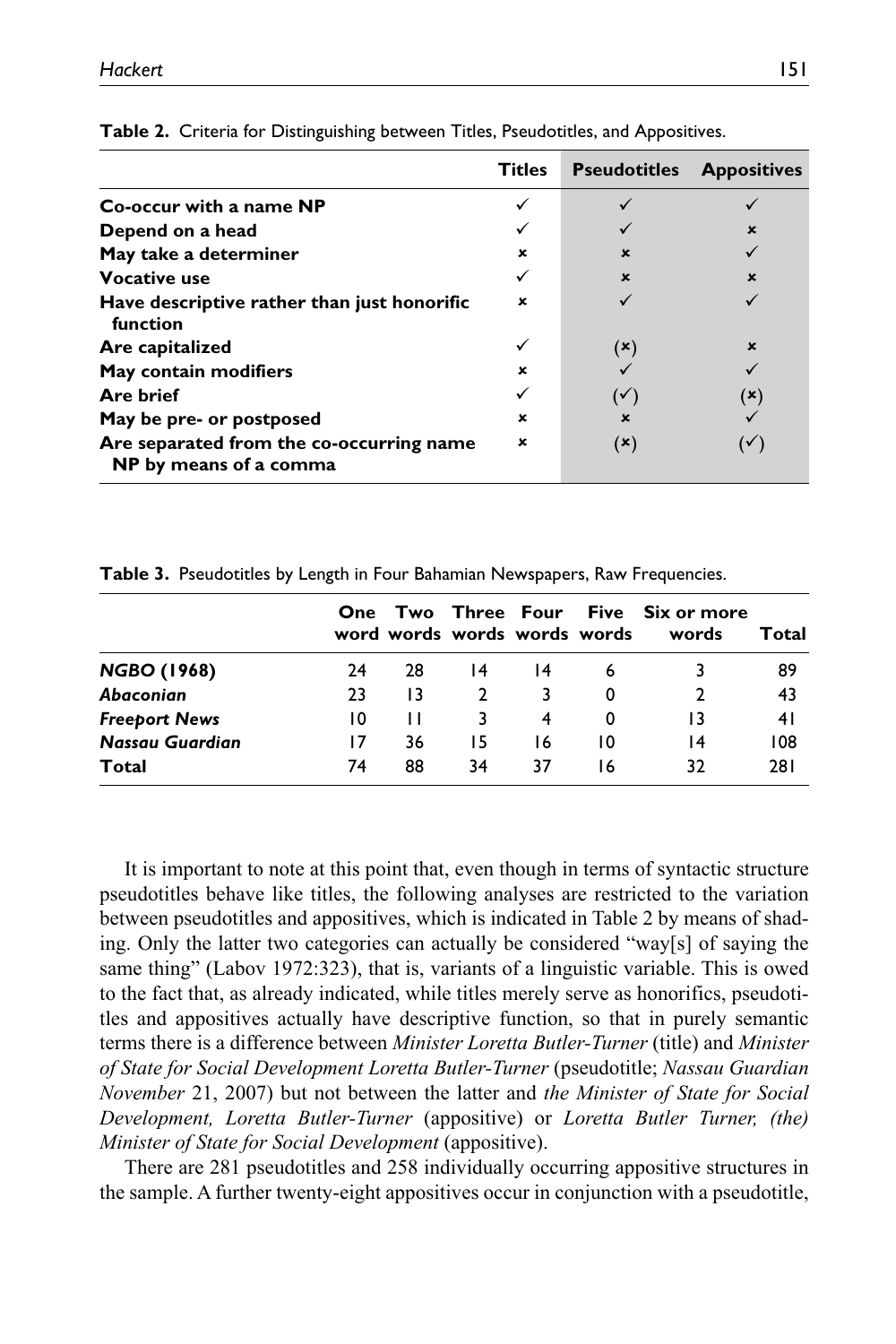**Table 2.** Criteria for Distinguishing between Titles, Pseudotitles, and Appositives.

| | Titles | Pseudotitles | Appositives |
|---|---|---|---|
| **Co-occur with a name NP** | ✓ | ✓ | ✓ |
| **Depend on a head** | ✓ | ✓ | × |
| **May take a determiner** | × | × | ✓ |
| **Vocative use** | ✓ | × | × |
| **Have descriptive rather than just honorific function** | × | ✓ | ✓ |
| **Are capitalized** | ✓ | (×) | × |
| **May contain modifiers** | × | ✓ | ✓ |
| **Are brief** | ✓ | (✓) | (×) |
| **May be pre- or postposed** | × | × | ✓ |
| **Are separated from the co-occurring name NP by means of a comma** | × | (×) | (✓) |

**Table 3.** Pseudotitles by Length in Four Bahamian Newspapers, Raw Frequencies.

| | One word | Two words | Three words | Four words | Five words | Six or more words | Total |
|---|---|---|---|---|---|---|---|
| ***NGBO* (1968)** | 24 | 28 | 14 | 14 | 6 | 3 | 89 |
| ***Abaconian*** | 23 | 13 | 2 | 3 | 0 | 2 | 43 |
| ***Freeport News*** | 10 | 11 | 3 | 4 | 0 | 13 | 41 |
| ***Nassau Guardian*** | 17 | 36 | 15 | 16 | 10 | 14 | 108 |
| **Total** | 74 | 88 | 34 | 37 | 16 | 32 | 281 |

It is important to note at this point that, even though in terms of syntactic structure pseudotitles behave like titles, the following analyses are restricted to the variation between pseudotitles and appositives, which is indicated in Table 2 by means of shading. Only the latter two categories can actually be considered "way[s] of saying the same thing" (Labov 1972:323), that is, variants of a linguistic variable. This is owed to the fact that, as already indicated, while titles merely serve as honorifics, pseudotitles and appositives actually have descriptive function, so that in purely semantic terms there is a difference between *Minister Loretta Butler-Turner* (title) and *Minister of State for Social Development Loretta Butler-Turner* (pseudotitle; *Nassau Guardian November* 21, 2007) but not between the latter and *the Minister of State for Social Development, Loretta Butler-Turner* (appositive) or *Loretta Butler Turner, (the) Minister of State for Social Development* (appositive).

There are 281 pseudotitles and 258 individually occurring appositive structures in the sample. A further twenty-eight appositives occur in conjunction with a pseudotitle,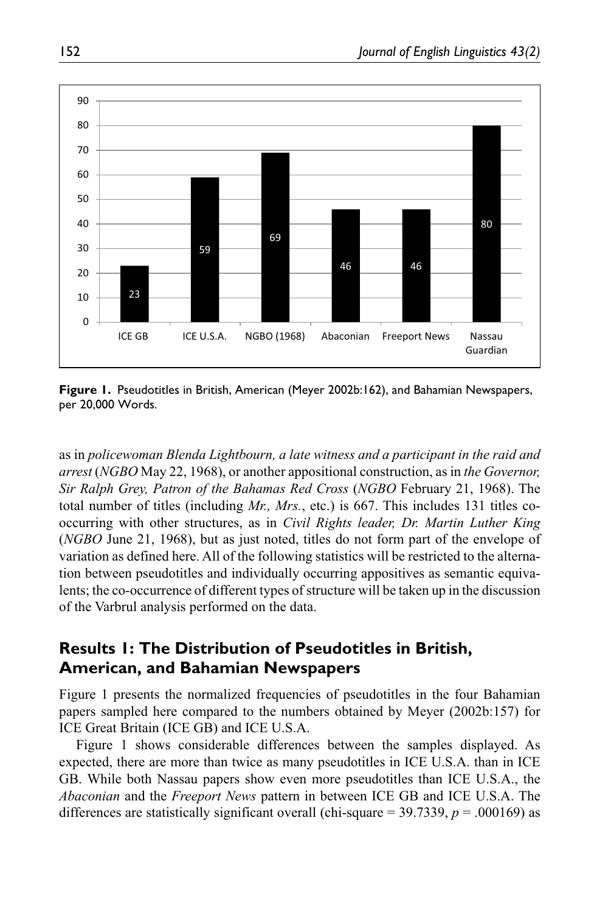**Figure 1.** Pseudotitles in British, American (Meyer 2002b:162), and Bahamian Newspapers, per 20,000 Words.

as in *policewoman Blenda Lightbourn, a late witness and a participant in the raid and arrest* (*NGBO* May 22, 1968), or another appositional construction, as in *the Governor, Sir Ralph Grey, Patron of the Bahamas Red Cross* (*NGBO* February 21, 1968). The total number of titles (including *Mr., Mrs.*, etc.) is 667. This includes 131 titles co-occurring with other structures, as in *Civil Rights leader, Dr. Martin Luther King* (*NGBO* June 21, 1968), but as just noted, titles do not form part of the envelope of variation as defined here. All of the following statistics will be restricted to the alternation between pseudotitles and individually occurring appositives as semantic equivalents; the co-occurrence of different types of structure will be taken up in the discussion of the Varbrul analysis performed on the data.

## Results 1: The Distribution of Pseudotitles in British, American, and Bahamian Newspapers

Figure 1 presents the normalized frequencies of pseudotitles in the four Bahamian papers sampled here compared to the numbers obtained by Meyer (2002b:157) for ICE Great Britain (ICE GB) and ICE U.S.A.

Figure 1 shows considerable differences between the samples displayed. As expected, there are more than twice as many pseudotitles in ICE U.S.A. than in ICE GB. While both Nassau papers show even more pseudotitles than ICE U.S.A., the *Abaconian* and the *Freeport News* pattern in between ICE GB and ICE U.S.A. The differences are statistically significant overall (chi-square = 39.7339, $p = .000169$) as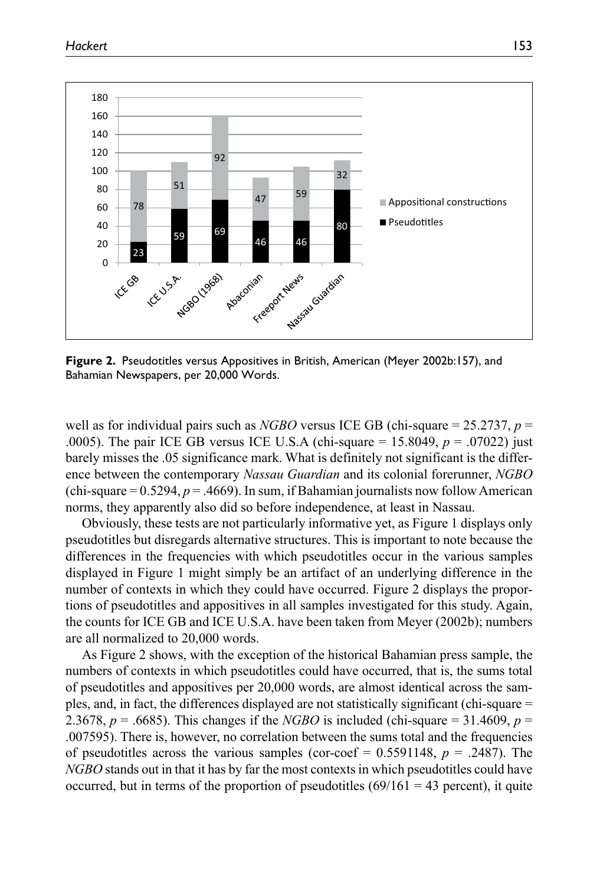**Figure 2.** Pseudotitles versus Appositives in British, American (Meyer 2002b:157), and Bahamian Newspapers, per 20,000 Words.

well as for individual pairs such as *NGBO* versus ICE GB (chi-square = 25.2737, $p$ = .0005). The pair ICE GB versus ICE U.S.A (chi-square = 15.8049, $p$ = .07022) just barely misses the .05 significance mark. What is definitely not significant is the difference between the contemporary *Nassau Guardian* and its colonial forerunner, *NGBO* (chi-square = 0.5294, $p$ = .4669). In sum, if Bahamian journalists now follow American norms, they apparently also did so before independence, at least in Nassau.

Obviously, these tests are not particularly informative yet, as Figure 1 displays only pseudotitles but disregards alternative structures. This is important to note because the differences in the frequencies with which pseudotitles occur in the various samples displayed in Figure 1 might simply be an artifact of an underlying difference in the number of contexts in which they could have occurred. Figure 2 displays the proportions of pseudotitles and appositives in all samples investigated for this study. Again, the counts for ICE GB and ICE U.S.A. have been taken from Meyer (2002b); numbers are all normalized to 20,000 words.

As Figure 2 shows, with the exception of the historical Bahamian press sample, the numbers of contexts in which pseudotitles could have occurred, that is, the sums total of pseudotitles and appositives per 20,000 words, are almost identical across the samples, and, in fact, the differences displayed are not statistically significant (chi-square = 2.3678, $p$ = .6685). This changes if the *NGBO* is included (chi-square = 31.4609, $p$ = .007595). There is, however, no correlation between the sums total and the frequencies of pseudotitles across the various samples (cor-coef = 0.5591148, $p$ = .2487). The *NGBO* stands out in that it has by far the most contexts in which pseudotitles could have occurred, but in terms of the proportion of pseudotitles (69/161 = 43 percent), it quite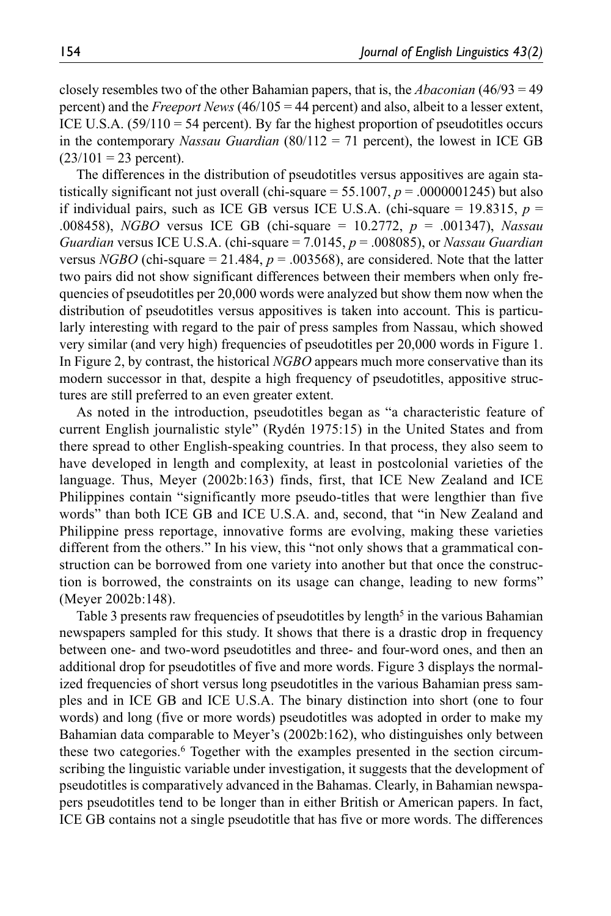closely resembles two of the other Bahamian papers, that is, the *Abaconian* (46/93 = 49 percent) and the *Freeport News* (46/105 = 44 percent) and also, albeit to a lesser extent, ICE U.S.A. (59/110 = 54 percent). By far the highest proportion of pseudotitles occurs in the contemporary *Nassau Guardian* (80/112 = 71 percent), the lowest in ICE GB (23/101 = 23 percent).

The differences in the distribution of pseudotitles versus appositives are again statistically significant not just overall (chi-square = 55.1007, $p = .0000001245$) but also if individual pairs, such as ICE GB versus ICE U.S.A. (chi-square = 19.8315, $p = .008458$), *NGBO* versus ICE GB (chi-square = 10.2772, $p = .001347$), *Nassau Guardian* versus ICE U.S.A. (chi-square = 7.0145, $p = .008085$), or *Nassau Guardian* versus *NGBO* (chi-square = 21.484, $p = .003568$), are considered. Note that the latter two pairs did not show significant differences between their members when only frequencies of pseudotitles per 20,000 words were analyzed but show them now when the distribution of pseudotitles versus appositives is taken into account. This is particularly interesting with regard to the pair of press samples from Nassau, which showed very similar (and very high) frequencies of pseudotitles per 20,000 words in Figure 1. In Figure 2, by contrast, the historical *NGBO* appears much more conservative than its modern successor in that, despite a high frequency of pseudotitles, appositive structures are still preferred to an even greater extent.

As noted in the introduction, pseudotitles began as "a characteristic feature of current English journalistic style" (Rydén 1975:15) in the United States and from there spread to other English-speaking countries. In that process, they also seem to have developed in length and complexity, at least in postcolonial varieties of the language. Thus, Meyer (2002b:163) finds, first, that ICE New Zealand and ICE Philippines contain "significantly more pseudo-titles that were lengthier than five words" than both ICE GB and ICE U.S.A. and, second, that "in New Zealand and Philippine press reportage, innovative forms are evolving, making these varieties different from the others." In his view, this "not only shows that a grammatical construction can be borrowed from one variety into another but that once the construction is borrowed, the constraints on its usage can change, leading to new forms" (Meyer 2002b:148).

Table 3 presents raw frequencies of pseudotitles by length[5] in the various Bahamian newspapers sampled for this study. It shows that there is a drastic drop in frequency between one- and two-word pseudotitles and three- and four-word ones, and then an additional drop for pseudotitles of five and more words. Figure 3 displays the normalized frequencies of short versus long pseudotitles in the various Bahamian press samples and in ICE GB and ICE U.S.A. The binary distinction into short (one to four words) and long (five or more words) pseudotitles was adopted in order to make my Bahamian data comparable to Meyer's (2002b:162), who distinguishes only between these two categories.[6] Together with the examples presented in the section circumscribing the linguistic variable under investigation, it suggests that the development of pseudotitles is comparatively advanced in the Bahamas. Clearly, in Bahamian newspapers pseudotitles tend to be longer than in either British or American papers. In fact, ICE GB contains not a single pseudotitle that has five or more words. The differences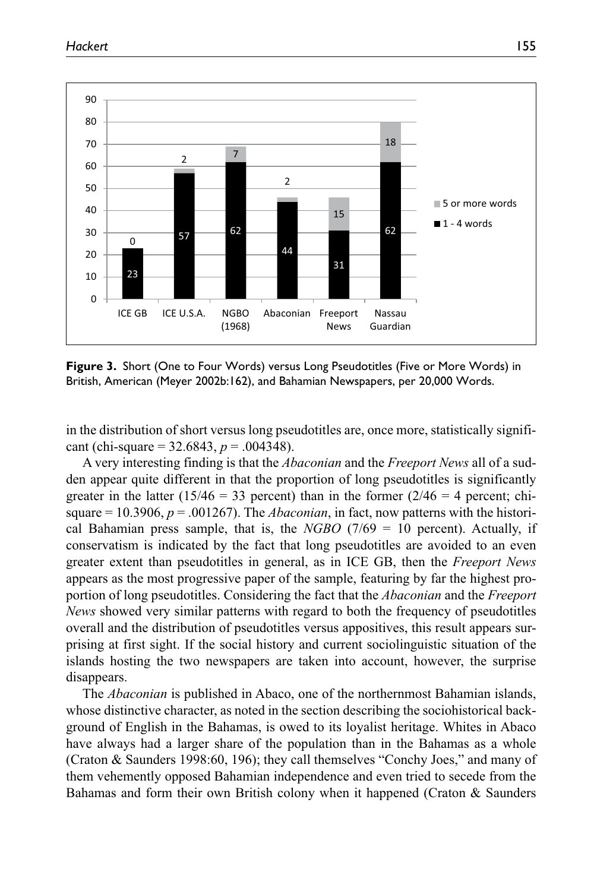**Figure 3.** Short (One to Four Words) versus Long Pseudotitles (Five or More Words) in British, American (Meyer 2002b:162), and Bahamian Newspapers, per 20,000 Words.

in the distribution of short versus long pseudotitles are, once more, statistically significant (chi-square = 32.6843, $p = .004348$).

A very interesting finding is that the *Abaconian* and the *Freeport News* all of a sudden appear quite different in that the proportion of long pseudotitles is significantly greater in the latter (15/46 = 33 percent) than in the former (2/46 = 4 percent; chi-square = 10.3906, $p = .001267$). The *Abaconian*, in fact, now patterns with the historical Bahamian press sample, that is, the *NGBO* (7/69 = 10 percent). Actually, if conservatism is indicated by the fact that long pseudotitles are avoided to an even greater extent than pseudotitles in general, as in ICE GB, then the *Freeport News* appears as the most progressive paper of the sample, featuring by far the highest proportion of long pseudotitles. Considering the fact that the *Abaconian* and the *Freeport News* showed very similar patterns with regard to both the frequency of pseudotitles overall and the distribution of pseudotitles versus appositives, this result appears surprising at first sight. If the social history and current sociolinguistic situation of the islands hosting the two newspapers are taken into account, however, the surprise disappears.

The *Abaconian* is published in Abaco, one of the northernmost Bahamian islands, whose distinctive character, as noted in the section describing the sociohistorical background of English in the Bahamas, is owed to its loyalist heritage. Whites in Abaco have always had a larger share of the population than in the Bahamas as a whole (Craton & Saunders 1998:60, 196); they call themselves "Conchy Joes," and many of them vehemently opposed Bahamian independence and even tried to secede from the Bahamas and form their own British colony when it happened (Craton & Saunders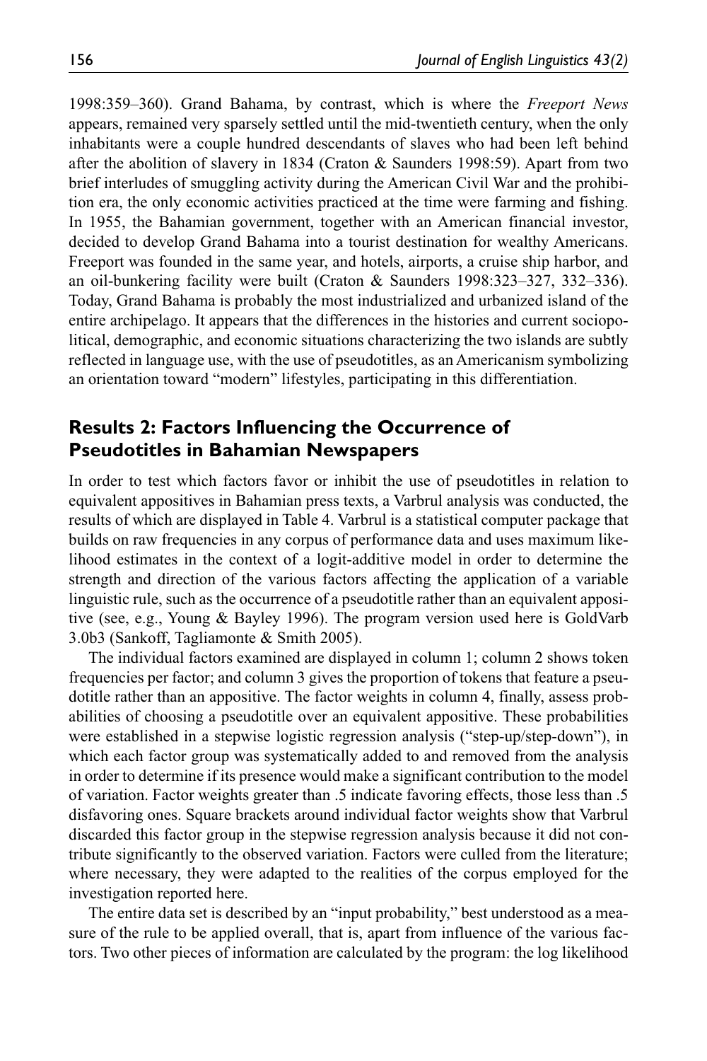1998:359–360). Grand Bahama, by contrast, which is where the *Freeport News* appears, remained very sparsely settled until the mid-twentieth century, when the only inhabitants were a couple hundred descendants of slaves who had been left behind after the abolition of slavery in 1834 (Craton & Saunders 1998:59). Apart from two brief interludes of smuggling activity during the American Civil War and the prohibition era, the only economic activities practiced at the time were farming and fishing. In 1955, the Bahamian government, together with an American financial investor, decided to develop Grand Bahama into a tourist destination for wealthy Americans. Freeport was founded in the same year, and hotels, airports, a cruise ship harbor, and an oil-bunkering facility were built (Craton & Saunders 1998:323–327, 332–336). Today, Grand Bahama is probably the most industrialized and urbanized island of the entire archipelago. It appears that the differences in the histories and current sociopolitical, demographic, and economic situations characterizing the two islands are subtly reflected in language use, with the use of pseudotitles, as an Americanism symbolizing an orientation toward "modern" lifestyles, participating in this differentiation.

## Results 2: Factors Influencing the Occurrence of Pseudotitles in Bahamian Newspapers

In order to test which factors favor or inhibit the use of pseudotitles in relation to equivalent appositives in Bahamian press texts, a Varbrul analysis was conducted, the results of which are displayed in Table 4. Varbrul is a statistical computer package that builds on raw frequencies in any corpus of performance data and uses maximum likelihood estimates in the context of a logit-additive model in order to determine the strength and direction of the various factors affecting the application of a variable linguistic rule, such as the occurrence of a pseudotitle rather than an equivalent appositive (see, e.g., Young & Bayley 1996). The program version used here is GoldVarb 3.0b3 (Sankoff, Tagliamonte & Smith 2005).

The individual factors examined are displayed in column 1; column 2 shows token frequencies per factor; and column 3 gives the proportion of tokens that feature a pseudotitle rather than an appositive. The factor weights in column 4, finally, assess probabilities of choosing a pseudotitle over an equivalent appositive. These probabilities were established in a stepwise logistic regression analysis ("step-up/step-down"), in which each factor group was systematically added to and removed from the analysis in order to determine if its presence would make a significant contribution to the model of variation. Factor weights greater than .5 indicate favoring effects, those less than .5 disfavoring ones. Square brackets around individual factor weights show that Varbrul discarded this factor group in the stepwise regression analysis because it did not contribute significantly to the observed variation. Factors were culled from the literature; where necessary, they were adapted to the realities of the corpus employed for the investigation reported here.

The entire data set is described by an "input probability," best understood as a measure of the rule to be applied overall, that is, apart from influence of the various factors. Two other pieces of information are calculated by the program: the log likelihood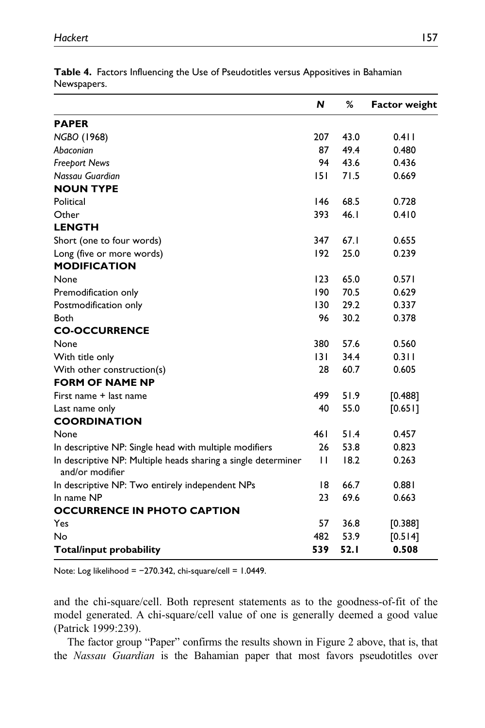**Table 4.** Factors Influencing the Use of Pseudotitles versus Appositives in Bahamian Newspapers.

| | *N* | % | Factor weight |
|---|---|---|---|
| **PAPER** | | | |
| *NGBO* (1968) | 207 | 43.0 | 0.411 |
| *Abaconian* | 87 | 49.4 | 0.480 |
| *Freeport News* | 94 | 43.6 | 0.436 |
| *Nassau Guardian* | 151 | 71.5 | 0.669 |
| **NOUN TYPE** | | | |
| Political | 146 | 68.5 | 0.728 |
| Other | 393 | 46.1 | 0.410 |
| **LENGTH** | | | |
| Short (one to four words) | 347 | 67.1 | 0.655 |
| Long (five or more words) | 192 | 25.0 | 0.239 |
| **MODIFICATION** | | | |
| None | 123 | 65.0 | 0.571 |
| Premodification only | 190 | 70.5 | 0.629 |
| Postmodification only | 130 | 29.2 | 0.337 |
| Both | 96 | 30.2 | 0.378 |
| **CO-OCCURRENCE** | | | |
| None | 380 | 57.6 | 0.560 |
| With title only | 131 | 34.4 | 0.311 |
| With other construction(s) | 28 | 60.7 | 0.605 |
| **FORM OF NAME NP** | | | |
| First name + last name | 499 | 51.9 | [0.488] |
| Last name only | 40 | 55.0 | [0.651] |
| **COORDINATION** | | | |
| None | 461 | 51.4 | 0.457 |
| In descriptive NP: Single head with multiple modifiers | 26 | 53.8 | 0.823 |
| In descriptive NP: Multiple heads sharing a single determiner and/or modifier | 11 | 18.2 | 0.263 |
| In descriptive NP: Two entirely independent NPs | 18 | 66.7 | 0.881 |
| In name NP | 23 | 69.6 | 0.663 |
| **OCCURRENCE IN PHOTO CAPTION** | | | |
| Yes | 57 | 36.8 | [0.388] |
| No | 482 | 53.9 | [0.514] |
| **Total/input probability** | **539** | **52.1** | **0.508** |

Note: Log likelihood = −270.342, chi-square/cell = 1.0449.

and the chi-square/cell. Both represent statements as to the goodness-of-fit of the model generated. A chi-square/cell value of one is generally deemed a good value (Patrick 1999:239).

The factor group "Paper" confirms the results shown in Figure 2 above, that is, that the *Nassau Guardian* is the Bahamian paper that most favors pseudotitles over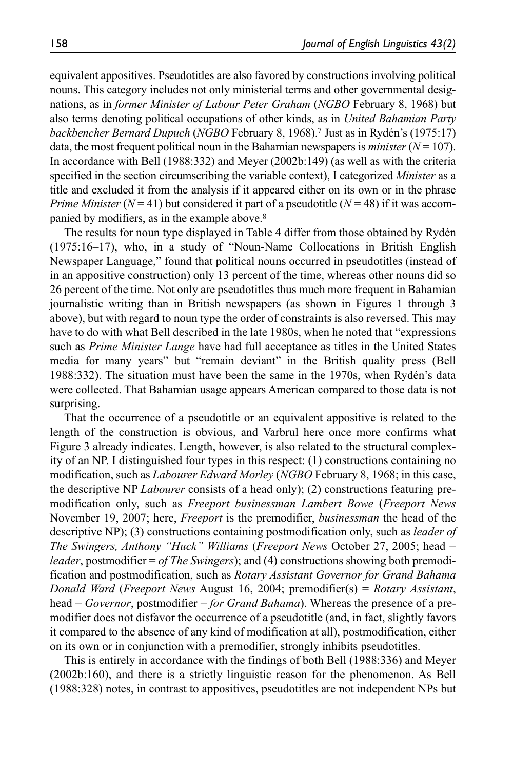equivalent appositives. Pseudotitles are also favored by constructions involving political nouns. This category includes not only ministerial terms and other governmental designations, as in *former Minister of Labour Peter Graham* (*NGBO* February 8, 1968) but also terms denoting political occupations of other kinds, as in *United Bahamian Party backbencher Bernard Dupuch* (*NGBO* February 8, 1968).[7] Just as in Rydén's (1975:17) data, the most frequent political noun in the Bahamian newspapers is *minister* ($N = 107$). In accordance with Bell (1988:332) and Meyer (2002b:149) (as well as with the criteria specified in the section circumscribing the variable context), I categorized *Minister* as a title and excluded it from the analysis if it appeared either on its own or in the phrase *Prime Minister* ($N = 41$) but considered it part of a pseudotitle ($N = 48$) if it was accompanied by modifiers, as in the example above.[8]

The results for noun type displayed in Table 4 differ from those obtained by Rydén (1975:16–17), who, in a study of "Noun-Name Collocations in British English Newspaper Language," found that political nouns occurred in pseudotitles (instead of in an appositive construction) only 13 percent of the time, whereas other nouns did so 26 percent of the time. Not only are pseudotitles thus much more frequent in Bahamian journalistic writing than in British newspapers (as shown in Figures 1 through 3 above), but with regard to noun type the order of constraints is also reversed. This may have to do with what Bell described in the late 1980s, when he noted that "expressions such as *Prime Minister Lange* have had full acceptance as titles in the United States media for many years" but "remain deviant" in the British quality press (Bell 1988:332). The situation must have been the same in the 1970s, when Rydén's data were collected. That Bahamian usage appears American compared to those data is not surprising.

That the occurrence of a pseudotitle or an equivalent appositive is related to the length of the construction is obvious, and Varbrul here once more confirms what Figure 3 already indicates. Length, however, is also related to the structural complexity of an NP. I distinguished four types in this respect: (1) constructions containing no modification, such as *Labourer Edward Morley* (*NGBO* February 8, 1968; in this case, the descriptive NP *Labourer* consists of a head only); (2) constructions featuring premodification only, such as *Freeport businessman Lambert Bowe* (*Freeport News* November 19, 2007; here, *Freeport* is the premodifier, *businessman* the head of the descriptive NP); (3) constructions containing postmodification only, such as *leader of The Swingers, Anthony "Huck" Williams* (*Freeport News* October 27, 2005; head = *leader*, postmodifier = *of The Swingers*); and (4) constructions showing both premodification and postmodification, such as *Rotary Assistant Governor for Grand Bahama Donald Ward* (*Freeport News* August 16, 2004; premodifier(s) = *Rotary Assistant*, head = *Governor*, postmodifier = *for Grand Bahama*). Whereas the presence of a premodifier does not disfavor the occurrence of a pseudotitle (and, in fact, slightly favors it compared to the absence of any kind of modification at all), postmodification, either on its own or in conjunction with a premodifier, strongly inhibits pseudotitles.

This is entirely in accordance with the findings of both Bell (1988:336) and Meyer (2002b:160), and there is a strictly linguistic reason for the phenomenon. As Bell (1988:328) notes, in contrast to appositives, pseudotitles are not independent NPs but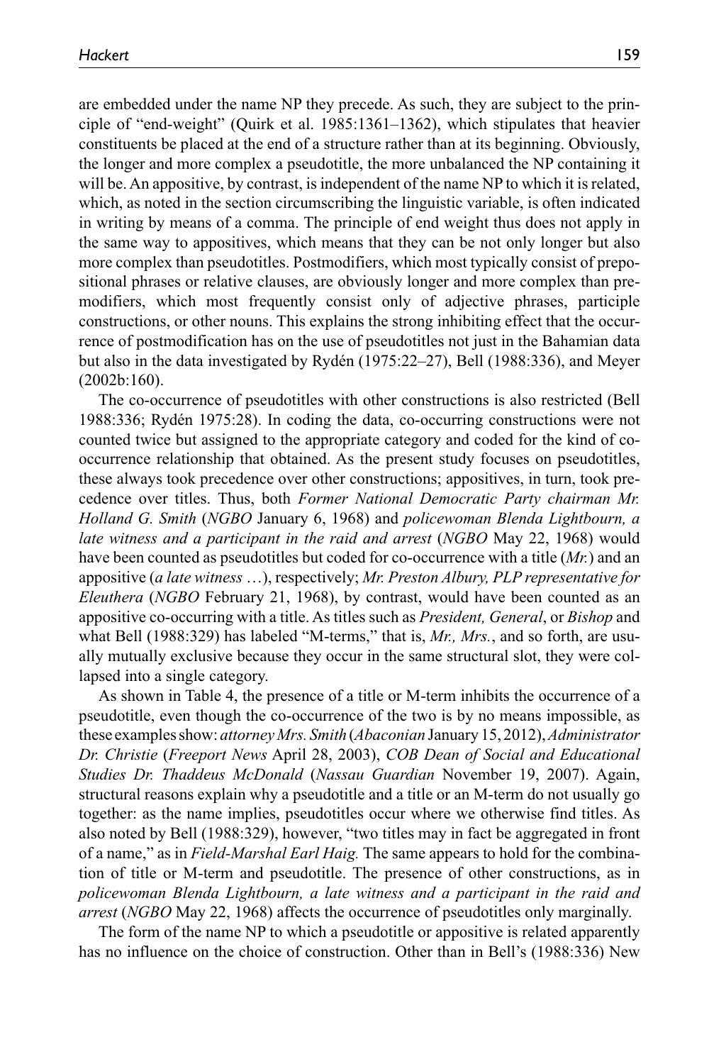are embedded under the name NP they precede. As such, they are subject to the principle of "end-weight" (Quirk et al. 1985:1361–1362), which stipulates that heavier constituents be placed at the end of a structure rather than at its beginning. Obviously, the longer and more complex a pseudotitle, the more unbalanced the NP containing it will be. An appositive, by contrast, is independent of the name NP to which it is related, which, as noted in the section circumscribing the linguistic variable, is often indicated in writing by means of a comma. The principle of end weight thus does not apply in the same way to appositives, which means that they can be not only longer but also more complex than pseudotitles. Postmodifiers, which most typically consist of prepositional phrases or relative clauses, are obviously longer and more complex than premodifiers, which most frequently consist only of adjective phrases, participle constructions, or other nouns. This explains the strong inhibiting effect that the occurrence of postmodification has on the use of pseudotitles not just in the Bahamian data but also in the data investigated by Rydén (1975:22–27), Bell (1988:336), and Meyer (2002b:160).

The co-occurrence of pseudotitles with other constructions is also restricted (Bell 1988:336; Rydén 1975:28). In coding the data, co-occurring constructions were not counted twice but assigned to the appropriate category and coded for the kind of co-occurrence relationship that obtained. As the present study focuses on pseudotitles, these always took precedence over other constructions; appositives, in turn, took precedence over titles. Thus, both *Former National Democratic Party chairman Mr. Holland G. Smith* (*NGBO* January 6, 1968) and *policewoman Blenda Lightbourn, a late witness and a participant in the raid and arrest* (*NGBO* May 22, 1968) would have been counted as pseudotitles but coded for co-occurrence with a title (*Mr.*) and an appositive (*a late witness* …), respectively; *Mr. Preston Albury, PLP representative for Eleuthera* (*NGBO* February 21, 1968), by contrast, would have been counted as an appositive co-occurring with a title. As titles such as *President, General*, or *Bishop* and what Bell (1988:329) has labeled "M-terms," that is, *Mr., Mrs.*, and so forth, are usually mutually exclusive because they occur in the same structural slot, they were collapsed into a single category.

As shown in Table 4, the presence of a title or M-term inhibits the occurrence of a pseudotitle, even though the co-occurrence of the two is by no means impossible, as these examples show: *attorney Mrs. Smith* (*Abaconian* January 15, 2012), *Administrator Dr. Christie* (*Freeport News* April 28, 2003), *COB Dean of Social and Educational Studies Dr. Thaddeus McDonald* (*Nassau Guardian* November 19, 2007). Again, structural reasons explain why a pseudotitle and a title or an M-term do not usually go together: as the name implies, pseudotitles occur where we otherwise find titles. As also noted by Bell (1988:329), however, "two titles may in fact be aggregated in front of a name," as in *Field-Marshal Earl Haig.* The same appears to hold for the combination of title or M-term and pseudotitle. The presence of other constructions, as in *policewoman Blenda Lightbourn, a late witness and a participant in the raid and arrest* (*NGBO* May 22, 1968) affects the occurrence of pseudotitles only marginally.

The form of the name NP to which a pseudotitle or appositive is related apparently has no influence on the choice of construction. Other than in Bell's (1988:336) New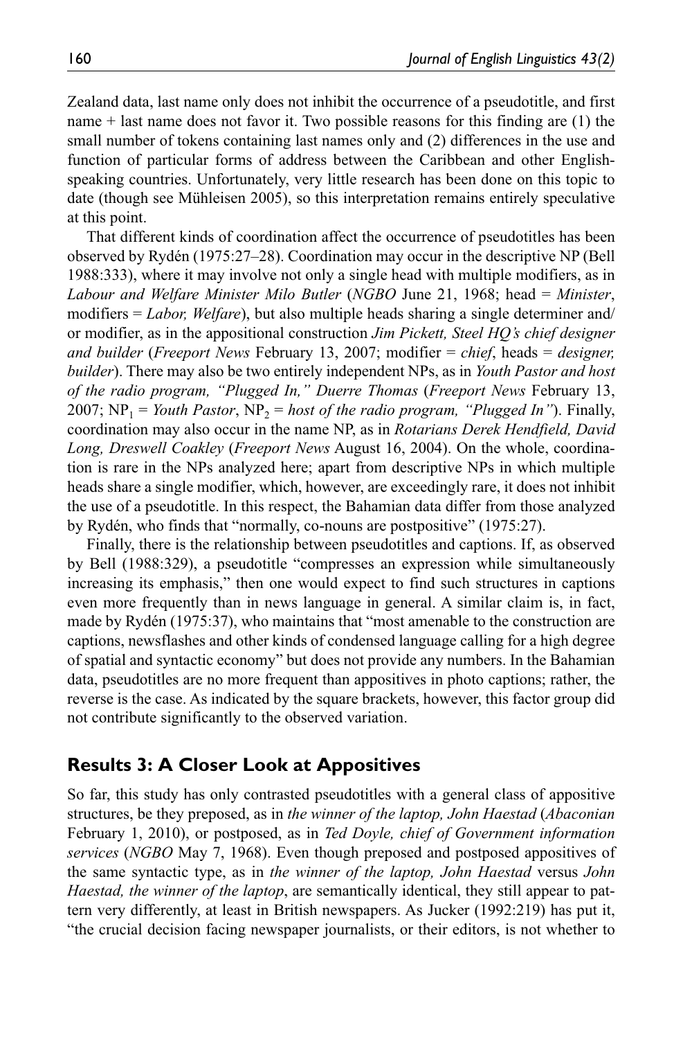Zealand data, last name only does not inhibit the occurrence of a pseudotitle, and first name + last name does not favor it. Two possible reasons for this finding are (1) the small number of tokens containing last names only and (2) differences in the use and function of particular forms of address between the Caribbean and other English-speaking countries. Unfortunately, very little research has been done on this topic to date (though see Mühleisen 2005), so this interpretation remains entirely speculative at this point.

That different kinds of coordination affect the occurrence of pseudotitles has been observed by Rydén (1975:27–28). Coordination may occur in the descriptive NP (Bell 1988:333), where it may involve not only a single head with multiple modifiers, as in *Labour and Welfare Minister Milo Butler* (*NGBO* June 21, 1968; head = *Minister*, modifiers = *Labor, Welfare*), but also multiple heads sharing a single determiner and/or modifier, as in the appositional construction *Jim Pickett, Steel HQ's chief designer and builder* (*Freeport News* February 13, 2007; modifier = *chief*, heads = *designer, builder*). There may also be two entirely independent NPs, as in *Youth Pastor and host of the radio program, "Plugged In," Duerre Thomas* (*Freeport News* February 13, 2007; $NP_1$ = *Youth Pastor*, $NP_2$ = *host of the radio program, "Plugged In"*). Finally, coordination may also occur in the name NP, as in *Rotarians Derek Hendfield, David Long, Dreswell Coakley* (*Freeport News* August 16, 2004). On the whole, coordination is rare in the NPs analyzed here; apart from descriptive NPs in which multiple heads share a single modifier, which, however, are exceedingly rare, it does not inhibit the use of a pseudotitle. In this respect, the Bahamian data differ from those analyzed by Rydén, who finds that "normally, co-nouns are postpositive" (1975:27).

Finally, there is the relationship between pseudotitles and captions. If, as observed by Bell (1988:329), a pseudotitle "compresses an expression while simultaneously increasing its emphasis," then one would expect to find such structures in captions even more frequently than in news language in general. A similar claim is, in fact, made by Rydén (1975:37), who maintains that "most amenable to the construction are captions, newsflashes and other kinds of condensed language calling for a high degree of spatial and syntactic economy" but does not provide any numbers. In the Bahamian data, pseudotitles are no more frequent than appositives in photo captions; rather, the reverse is the case. As indicated by the square brackets, however, this factor group did not contribute significantly to the observed variation.

## Results 3: A Closer Look at Appositives

So far, this study has only contrasted pseudotitles with a general class of appositive structures, be they preposed, as in *the winner of the laptop, John Haestad* (*Abaconian* February 1, 2010), or postposed, as in *Ted Doyle, chief of Government information services* (*NGBO* May 7, 1968). Even though preposed and postposed appositives of the same syntactic type, as in *the winner of the laptop, John Haestad* versus *John Haestad, the winner of the laptop*, are semantically identical, they still appear to pattern very differently, at least in British newspapers. As Jucker (1992:219) has put it, "the crucial decision facing newspaper journalists, or their editors, is not whether to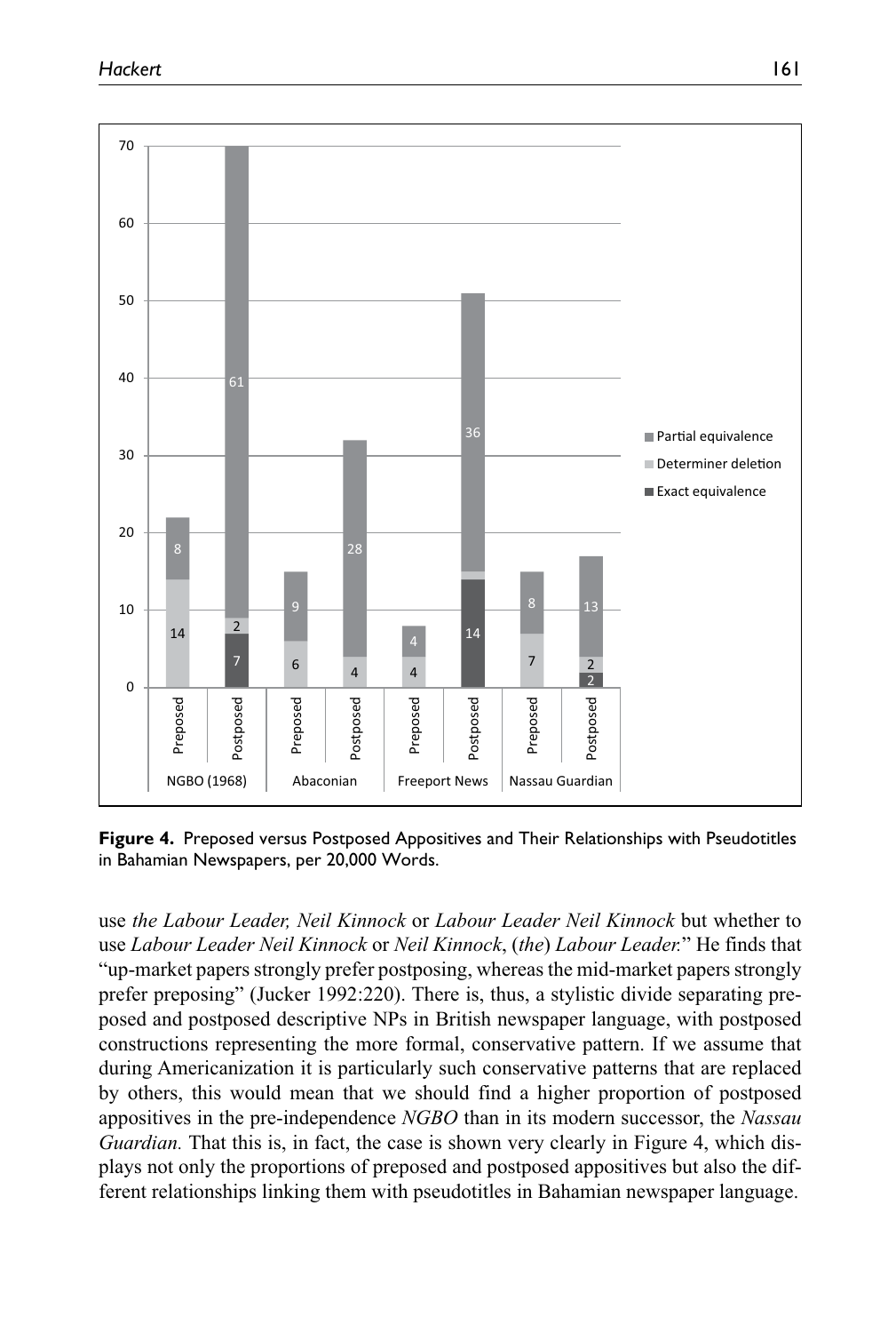**Figure 4.** Preposed versus Postposed Appositives and Their Relationships with Pseudotitles in Bahamian Newspapers, per 20,000 Words.

use *the Labour Leader, Neil Kinnock* or *Labour Leader Neil Kinnock* but whether to use *Labour Leader Neil Kinnock* or *Neil Kinnock*, (*the*) *Labour Leader.*" He finds that "up-market papers strongly prefer postposing, whereas the mid-market papers strongly prefer preposing" (Jucker 1992:220). There is, thus, a stylistic divide separating preposed and postposed descriptive NPs in British newspaper language, with postposed constructions representing the more formal, conservative pattern. If we assume that during Americanization it is particularly such conservative patterns that are replaced by others, this would mean that we should find a higher proportion of postposed appositives in the pre-independence *NGBO* than in its modern successor, the *Nassau Guardian.* That this is, in fact, the case is shown very clearly in Figure 4, which displays not only the proportions of preposed and postposed appositives but also the different relationships linking them with pseudotitles in Bahamian newspaper language.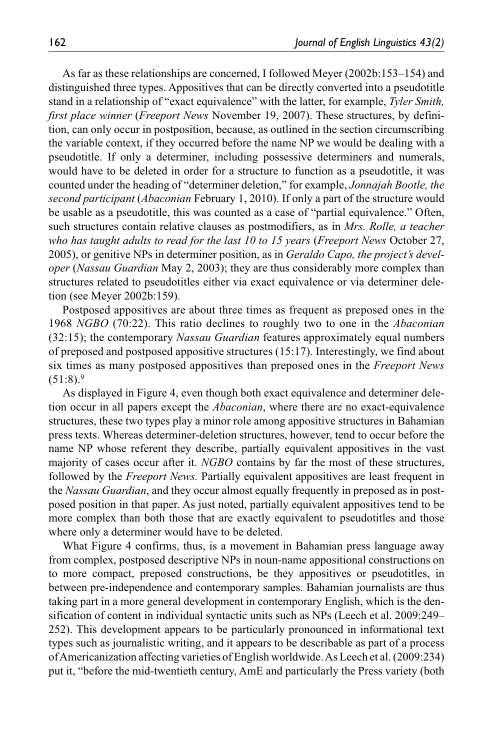As far as these relationships are concerned, I followed Meyer (2002b:153–154) and distinguished three types. Appositives that can be directly converted into a pseudotitle stand in a relationship of "exact equivalence" with the latter, for example, *Tyler Smith, first place winner* (*Freeport News* November 19, 2007). These structures, by definition, can only occur in postposition, because, as outlined in the section circumscribing the variable context, if they occurred before the name NP we would be dealing with a pseudotitle. If only a determiner, including possessive determiners and numerals, would have to be deleted in order for a structure to function as a pseudotitle, it was counted under the heading of "determiner deletion," for example, *Jonnajah Bootle, the second participant* (*Abaconian* February 1, 2010). If only a part of the structure would be usable as a pseudotitle, this was counted as a case of "partial equivalence." Often, such structures contain relative clauses as postmodifiers, as in *Mrs. Rolle, a teacher who has taught adults to read for the last 10 to 15 years* (*Freeport News* October 27, 2005), or genitive NPs in determiner position, as in *Geraldo Capo, the project's developer* (*Nassau Guardian* May 2, 2003); they are thus considerably more complex than structures related to pseudotitles either via exact equivalence or via determiner deletion (see Meyer 2002b:159).

Postposed appositives are about three times as frequent as preposed ones in the 1968 *NGBO* (70:22). This ratio declines to roughly two to one in the *Abaconian* (32:15); the contemporary *Nassau Guardian* features approximately equal numbers of preposed and postposed appositive structures (15:17). Interestingly, we find about six times as many postposed appositives than preposed ones in the *Freeport News* (51:8).[9]

As displayed in Figure 4, even though both exact equivalence and determiner deletion occur in all papers except the *Abaconian*, where there are no exact-equivalence structures, these two types play a minor role among appositive structures in Bahamian press texts. Whereas determiner-deletion structures, however, tend to occur before the name NP whose referent they describe, partially equivalent appositives in the vast majority of cases occur after it. *NGBO* contains by far the most of these structures, followed by the *Freeport News.* Partially equivalent appositives are least frequent in the *Nassau Guardian*, and they occur almost equally frequently in preposed as in postposed position in that paper. As just noted, partially equivalent appositives tend to be more complex than both those that are exactly equivalent to pseudotitles and those where only a determiner would have to be deleted.

What Figure 4 confirms, thus, is a movement in Bahamian press language away from complex, postposed descriptive NPs in noun-name appositional constructions on to more compact, preposed constructions, be they appositives or pseudotitles, in between pre-independence and contemporary samples. Bahamian journalists are thus taking part in a more general development in contemporary English, which is the densification of content in individual syntactic units such as NPs (Leech et al. 2009:249–252). This development appears to be particularly pronounced in informational text types such as journalistic writing, and it appears to be describable as part of a process of Americanization affecting varieties of English worldwide. As Leech et al. (2009:234) put it, "before the mid-twentieth century, AmE and particularly the Press variety (both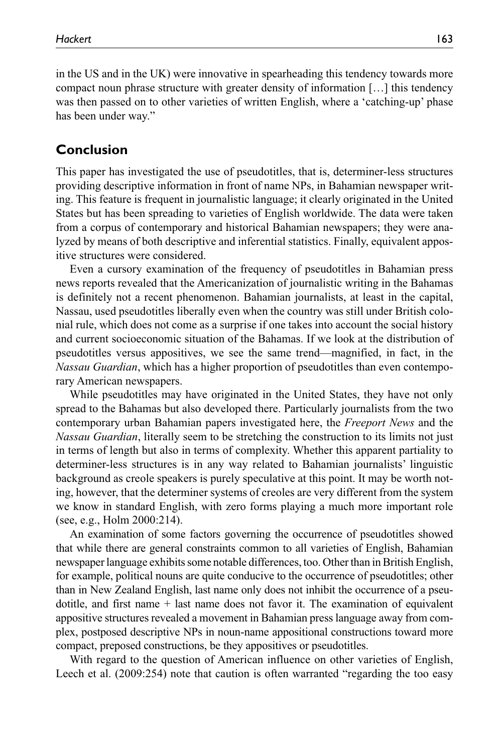in the US and in the UK) were innovative in spearheading this tendency towards more compact noun phrase structure with greater density of information […] this tendency was then passed on to other varieties of written English, where a 'catching-up' phase has been under way."

## Conclusion

This paper has investigated the use of pseudotitles, that is, determiner-less structures providing descriptive information in front of name NPs, in Bahamian newspaper writing. This feature is frequent in journalistic language; it clearly originated in the United States but has been spreading to varieties of English worldwide. The data were taken from a corpus of contemporary and historical Bahamian newspapers; they were analyzed by means of both descriptive and inferential statistics. Finally, equivalent appositive structures were considered.

Even a cursory examination of the frequency of pseudotitles in Bahamian press news reports revealed that the Americanization of journalistic writing in the Bahamas is definitely not a recent phenomenon. Bahamian journalists, at least in the capital, Nassau, used pseudotitles liberally even when the country was still under British colonial rule, which does not come as a surprise if one takes into account the social history and current socioeconomic situation of the Bahamas. If we look at the distribution of pseudotitles versus appositives, we see the same trend—magnified, in fact, in the *Nassau Guardian*, which has a higher proportion of pseudotitles than even contemporary American newspapers.

While pseudotitles may have originated in the United States, they have not only spread to the Bahamas but also developed there. Particularly journalists from the two contemporary urban Bahamian papers investigated here, the *Freeport News* and the *Nassau Guardian*, literally seem to be stretching the construction to its limits not just in terms of length but also in terms of complexity. Whether this apparent partiality to determiner-less structures is in any way related to Bahamian journalists' linguistic background as creole speakers is purely speculative at this point. It may be worth noting, however, that the determiner systems of creoles are very different from the system we know in standard English, with zero forms playing a much more important role (see, e.g., Holm 2000:214).

An examination of some factors governing the occurrence of pseudotitles showed that while there are general constraints common to all varieties of English, Bahamian newspaper language exhibits some notable differences, too. Other than in British English, for example, political nouns are quite conducive to the occurrence of pseudotitles; other than in New Zealand English, last name only does not inhibit the occurrence of a pseudotitle, and first name + last name does not favor it. The examination of equivalent appositive structures revealed a movement in Bahamian press language away from complex, postposed descriptive NPs in noun-name appositional constructions toward more compact, preposed constructions, be they appositives or pseudotitles.

With regard to the question of American influence on other varieties of English, Leech et al. (2009:254) note that caution is often warranted "regarding the too easy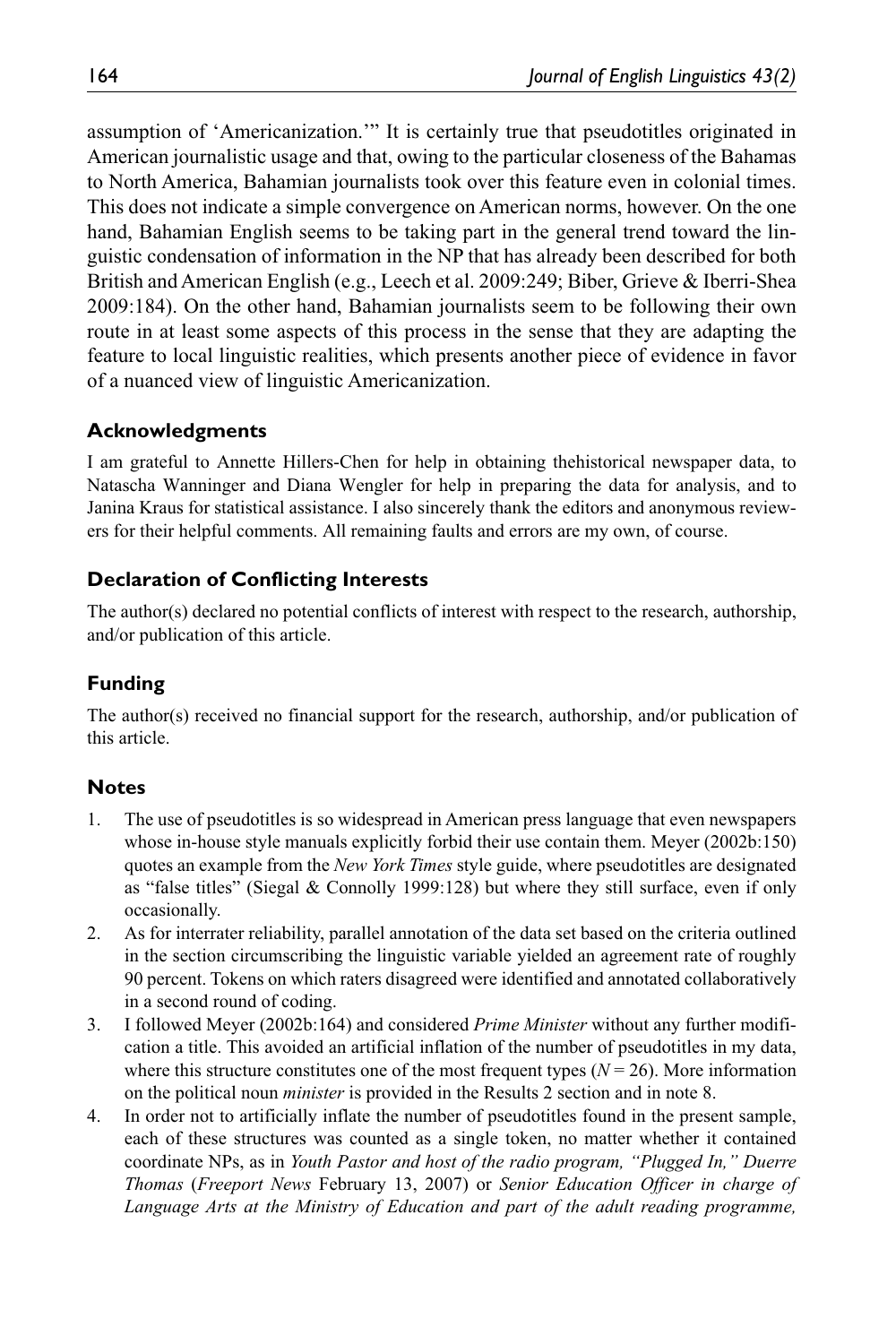assumption of 'Americanization.'" It is certainly true that pseudotitles originated in American journalistic usage and that, owing to the particular closeness of the Bahamas to North America, Bahamian journalists took over this feature even in colonial times. This does not indicate a simple convergence on American norms, however. On the one hand, Bahamian English seems to be taking part in the general trend toward the linguistic condensation of information in the NP that has already been described for both British and American English (e.g., Leech et al. 2009:249; Biber, Grieve & Iberri-Shea 2009:184). On the other hand, Bahamian journalists seem to be following their own route in at least some aspects of this process in the sense that they are adapting the feature to local linguistic realities, which presents another piece of evidence in favor of a nuanced view of linguistic Americanization.

## Acknowledgments

I am grateful to Annette Hillers-Chen for help in obtaining thehistorical newspaper data, to Natascha Wanninger and Diana Wengler for help in preparing the data for analysis, and to Janina Kraus for statistical assistance. I also sincerely thank the editors and anonymous reviewers for their helpful comments. All remaining faults and errors are my own, of course.

## Declaration of Conflicting Interests

The author(s) declared no potential conflicts of interest with respect to the research, authorship, and/or publication of this article.

## Funding

The author(s) received no financial support for the research, authorship, and/or publication of this article.

## Notes

1. The use of pseudotitles is so widespread in American press language that even newspapers whose in-house style manuals explicitly forbid their use contain them. Meyer (2002b:150) quotes an example from the *New York Times* style guide, where pseudotitles are designated as "false titles" (Siegal & Connolly 1999:128) but where they still surface, even if only occasionally.
2. As for interrater reliability, parallel annotation of the data set based on the criteria outlined in the section circumscribing the linguistic variable yielded an agreement rate of roughly 90 percent. Tokens on which raters disagreed were identified and annotated collaboratively in a second round of coding.
3. I followed Meyer (2002b:164) and considered *Prime Minister* without any further modification a title. This avoided an artificial inflation of the number of pseudotitles in my data, where this structure constitutes one of the most frequent types ($N = 26$). More information on the political noun *minister* is provided in the Results 2 section and in note 8.
4. In order not to artificially inflate the number of pseudotitles found in the present sample, each of these structures was counted as a single token, no matter whether it contained coordinate NPs, as in *Youth Pastor and host of the radio program, "Plugged In," Duerre Thomas* (*Freeport News* February 13, 2007) or *Senior Education Officer in charge of Language Arts at the Ministry of Education and part of the adult reading programme,*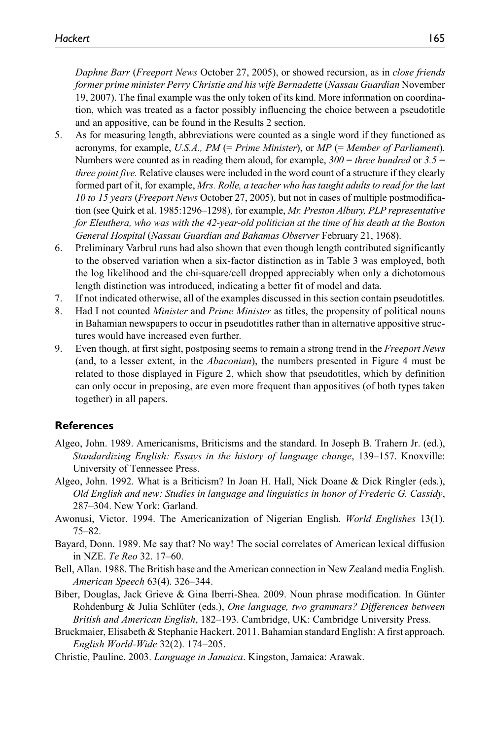*Daphne Barr* (*Freeport News* October 27, 2005), or showed recursion, as in *close friends former prime minister Perry Christie and his wife Bernadette* (*Nassau Guardian* November 19, 2007). The final example was the only token of its kind. More information on coordination, which was treated as a factor possibly influencing the choice between a pseudotitle and an appositive, can be found in the Results 2 section.

5. As for measuring length, abbreviations were counted as a single word if they functioned as acronyms, for example, *U.S.A., PM* (= *Prime Minister*), or *MP* (= *Member of Parliament*). Numbers were counted as in reading them aloud, for example, *300* = *three hundred* or *3.5* = *three point five.* Relative clauses were included in the word count of a structure if they clearly formed part of it, for example, *Mrs. Rolle, a teacher who has taught adults to read for the last 10 to 15 years* (*Freeport News* October 27, 2005), but not in cases of multiple postmodification (see Quirk et al. 1985:1296–1298), for example, *Mr. Preston Albury, PLP representative for Eleuthera, who was with the 42-year-old politician at the time of his death at the Boston General Hospital* (*Nassau Guardian and Bahamas Observer* February 21, 1968).
6. Preliminary Varbrul runs had also shown that even though length contributed significantly to the observed variation when a six-factor distinction as in Table 3 was employed, both the log likelihood and the chi-square/cell dropped appreciably when only a dichotomous length distinction was introduced, indicating a better fit of model and data.
7. If not indicated otherwise, all of the examples discussed in this section contain pseudotitles.
8. Had I not counted *Minister* and *Prime Minister* as titles, the propensity of political nouns in Bahamian newspapers to occur in pseudotitles rather than in alternative appositive structures would have increased even further.
9. Even though, at first sight, postposing seems to remain a strong trend in the *Freeport News* (and, to a lesser extent, in the *Abaconian*), the numbers presented in Figure 4 must be related to those displayed in Figure 2, which show that pseudotitles, which by definition can only occur in preposing, are even more frequent than appositives (of both types taken together) in all papers.

## References

Algeo, John. 1989. Americanisms, Briticisms and the standard. In Joseph B. Trahern Jr. (ed.), *Standardizing English: Essays in the history of language change*, 139–157. Knoxville: University of Tennessee Press.

Algeo, John. 1992. What is a Briticism? In Joan H. Hall, Nick Doane & Dick Ringler (eds.), *Old English and new: Studies in language and linguistics in honor of Frederic G. Cassidy*, 287–304. New York: Garland.

Awonusi, Victor. 1994. The Americanization of Nigerian English. *World Englishes* 13(1). 75–82.

Bayard, Donn. 1989. Me say that? No way! The social correlates of American lexical diffusion in NZE. *Te Reo* 32. 17–60.

Bell, Allan. 1988. The British base and the American connection in New Zealand media English. *American Speech* 63(4). 326–344.

Biber, Douglas, Jack Grieve & Gina Iberri-Shea. 2009. Noun phrase modification. In Günter Rohdenburg & Julia Schlüter (eds.), *One language, two grammars? Differences between British and American English*, 182–193. Cambridge, UK: Cambridge University Press.

Bruckmaier, Elisabeth & Stephanie Hackert. 2011. Bahamian standard English: A first approach. *English World-Wide* 32(2). 174–205.

Christie, Pauline. 2003. *Language in Jamaica*. Kingston, Jamaica: Arawak.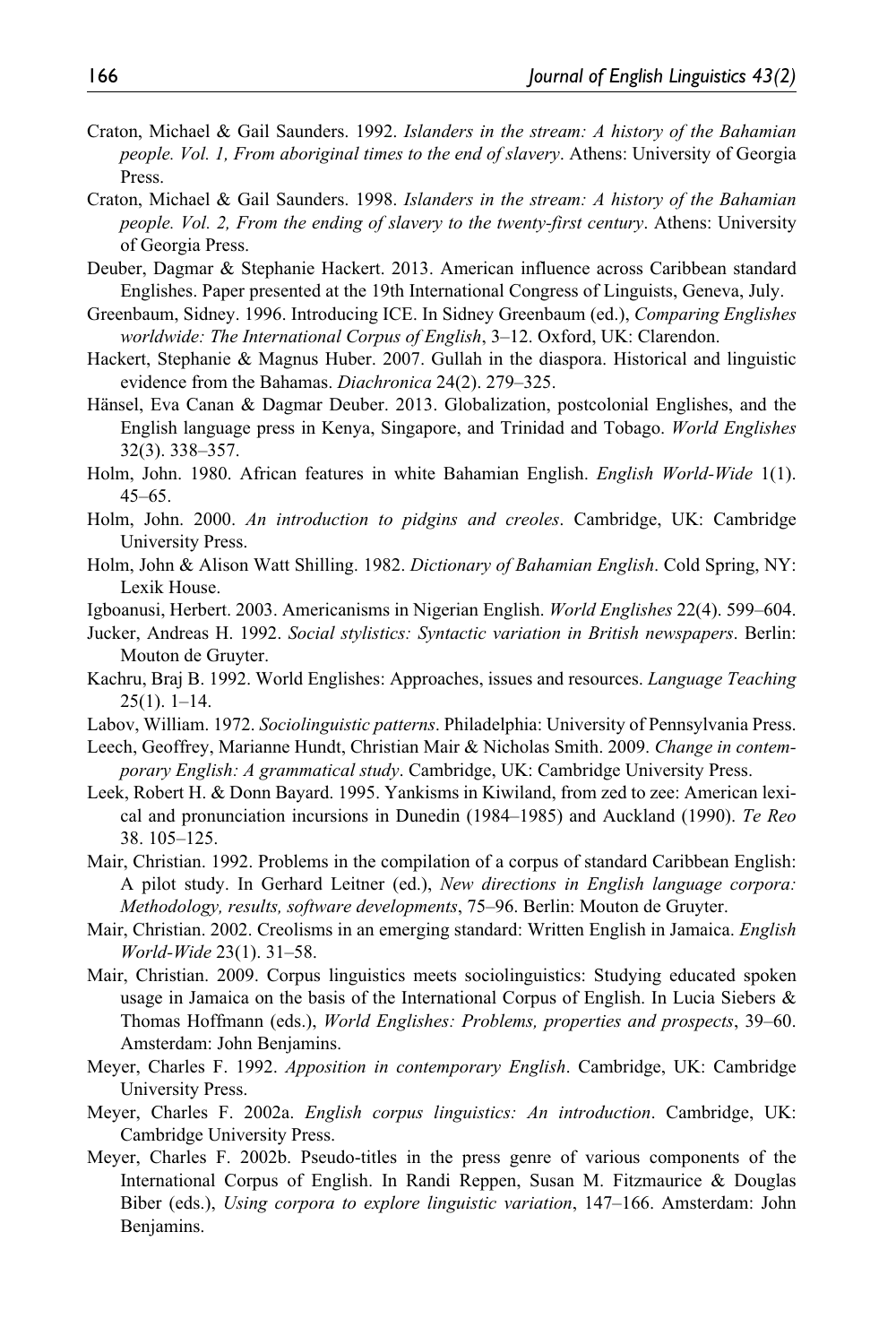Craton, Michael & Gail Saunders. 1992. *Islanders in the stream: A history of the Bahamian people. Vol. 1, From aboriginal times to the end of slavery*. Athens: University of Georgia Press.

Craton, Michael & Gail Saunders. 1998. *Islanders in the stream: A history of the Bahamian people. Vol. 2, From the ending of slavery to the twenty-first century*. Athens: University of Georgia Press.

Deuber, Dagmar & Stephanie Hackert. 2013. American influence across Caribbean standard Englishes. Paper presented at the 19th International Congress of Linguists, Geneva, July.

Greenbaum, Sidney. 1996. Introducing ICE. In Sidney Greenbaum (ed.), *Comparing Englishes worldwide: The International Corpus of English*, 3–12. Oxford, UK: Clarendon.

Hackert, Stephanie & Magnus Huber. 2007. Gullah in the diaspora. Historical and linguistic evidence from the Bahamas. *Diachronica* 24(2). 279–325.

Hänsel, Eva Canan & Dagmar Deuber. 2013. Globalization, postcolonial Englishes, and the English language press in Kenya, Singapore, and Trinidad and Tobago. *World Englishes* 32(3). 338–357.

Holm, John. 1980. African features in white Bahamian English. *English World-Wide* 1(1). 45–65.

Holm, John. 2000. *An introduction to pidgins and creoles*. Cambridge, UK: Cambridge University Press.

Holm, John & Alison Watt Shilling. 1982. *Dictionary of Bahamian English*. Cold Spring, NY: Lexik House.

Igboanusi, Herbert. 2003. Americanisms in Nigerian English. *World Englishes* 22(4). 599–604.

Jucker, Andreas H. 1992. *Social stylistics: Syntactic variation in British newspapers*. Berlin: Mouton de Gruyter.

Kachru, Braj B. 1992. World Englishes: Approaches, issues and resources. *Language Teaching* 25(1). 1–14.

Labov, William. 1972. *Sociolinguistic patterns*. Philadelphia: University of Pennsylvania Press.

Leech, Geoffrey, Marianne Hundt, Christian Mair & Nicholas Smith. 2009. *Change in contemporary English: A grammatical study*. Cambridge, UK: Cambridge University Press.

Leek, Robert H. & Donn Bayard. 1995. Yankisms in Kiwiland, from zed to zee: American lexical and pronunciation incursions in Dunedin (1984–1985) and Auckland (1990). *Te Reo* 38. 105–125.

Mair, Christian. 1992. Problems in the compilation of a corpus of standard Caribbean English: A pilot study. In Gerhard Leitner (ed.), *New directions in English language corpora: Methodology, results, software developments*, 75–96. Berlin: Mouton de Gruyter.

Mair, Christian. 2002. Creolisms in an emerging standard: Written English in Jamaica. *English World-Wide* 23(1). 31–58.

Mair, Christian. 2009. Corpus linguistics meets sociolinguistics: Studying educated spoken usage in Jamaica on the basis of the International Corpus of English. In Lucia Siebers & Thomas Hoffmann (eds.), *World Englishes: Problems, properties and prospects*, 39–60. Amsterdam: John Benjamins.

Meyer, Charles F. 1992. *Apposition in contemporary English*. Cambridge, UK: Cambridge University Press.

Meyer, Charles F. 2002a. *English corpus linguistics: An introduction*. Cambridge, UK: Cambridge University Press.

Meyer, Charles F. 2002b. Pseudo-titles in the press genre of various components of the International Corpus of English. In Randi Reppen, Susan M. Fitzmaurice & Douglas Biber (eds.), *Using corpora to explore linguistic variation*, 147–166. Amsterdam: John Benjamins.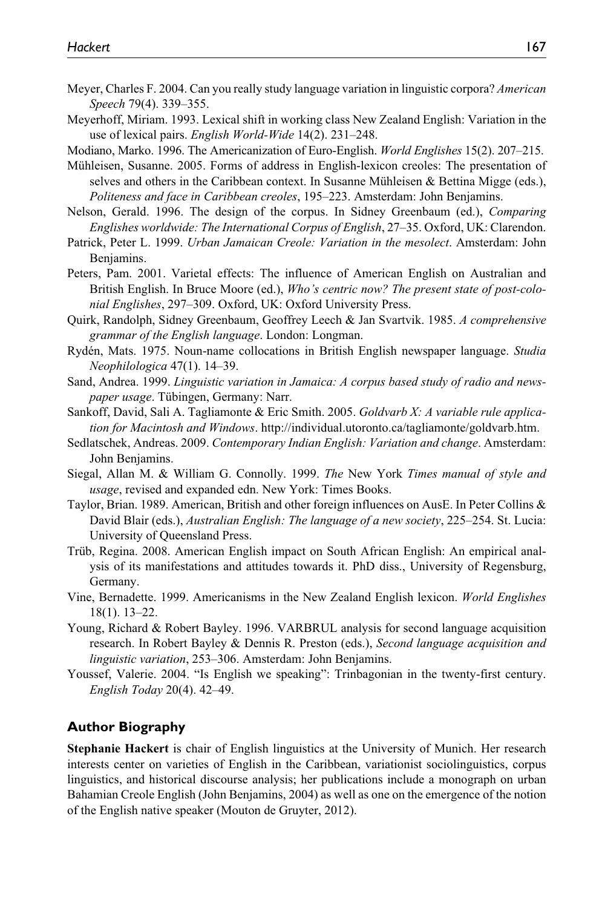Meyer, Charles F. 2004. Can you really study language variation in linguistic corpora? *American Speech* 79(4). 339–355.

Meyerhoff, Miriam. 1993. Lexical shift in working class New Zealand English: Variation in the use of lexical pairs. *English World-Wide* 14(2). 231–248.

Modiano, Marko. 1996. The Americanization of Euro-English. *World Englishes* 15(2). 207–215.

Mühleisen, Susanne. 2005. Forms of address in English-lexicon creoles: The presentation of selves and others in the Caribbean context. In Susanne Mühleisen & Bettina Migge (eds.), *Politeness and face in Caribbean creoles*, 195–223. Amsterdam: John Benjamins.

Nelson, Gerald. 1996. The design of the corpus. In Sidney Greenbaum (ed.), *Comparing Englishes worldwide: The International Corpus of English*, 27–35. Oxford, UK: Clarendon.

Patrick, Peter L. 1999. *Urban Jamaican Creole: Variation in the mesolect*. Amsterdam: John Benjamins.

Peters, Pam. 2001. Varietal effects: The influence of American English on Australian and British English. In Bruce Moore (ed.), *Who's centric now? The present state of post-colonial Englishes*, 297–309. Oxford, UK: Oxford University Press.

Quirk, Randolph, Sidney Greenbaum, Geoffrey Leech & Jan Svartvik. 1985. *A comprehensive grammar of the English language*. London: Longman.

Rydén, Mats. 1975. Noun-name collocations in British English newspaper language. *Studia Neophilologica* 47(1). 14–39.

Sand, Andrea. 1999. *Linguistic variation in Jamaica: A corpus based study of radio and newspaper usage*. Tübingen, Germany: Narr.

Sankoff, David, Sali A. Tagliamonte & Eric Smith. 2005. *Goldvarb X: A variable rule application for Macintosh and Windows*. http://individual.utoronto.ca/tagliamonte/goldvarb.htm.

Sedlatschek, Andreas. 2009. *Contemporary Indian English: Variation and change*. Amsterdam: John Benjamins.

Siegal, Allan M. & William G. Connolly. 1999. *The* New York *Times manual of style and usage*, revised and expanded edn. New York: Times Books.

Taylor, Brian. 1989. American, British and other foreign influences on AusE. In Peter Collins & David Blair (eds.), *Australian English: The language of a new society*, 225–254. St. Lucia: University of Queensland Press.

Trüb, Regina. 2008. American English impact on South African English: An empirical analysis of its manifestations and attitudes towards it. PhD diss., University of Regensburg, Germany.

Vine, Bernadette. 1999. Americanisms in the New Zealand English lexicon. *World Englishes* 18(1). 13–22.

Young, Richard & Robert Bayley. 1996. VARBRUL analysis for second language acquisition research. In Robert Bayley & Dennis R. Preston (eds.), *Second language acquisition and linguistic variation*, 253–306. Amsterdam: John Benjamins.

Youssef, Valerie. 2004. "Is English we speaking": Trinbagonian in the twenty-first century. *English Today* 20(4). 42–49.

## Author Biography

**Stephanie Hackert** is chair of English linguistics at the University of Munich. Her research interests center on varieties of English in the Caribbean, variationist sociolinguistics, corpus linguistics, and historical discourse analysis; her publications include a monograph on urban Bahamian Creole English (John Benjamins, 2004) as well as one on the emergence of the notion of the English native speaker (Mouton de Gruyter, 2012).